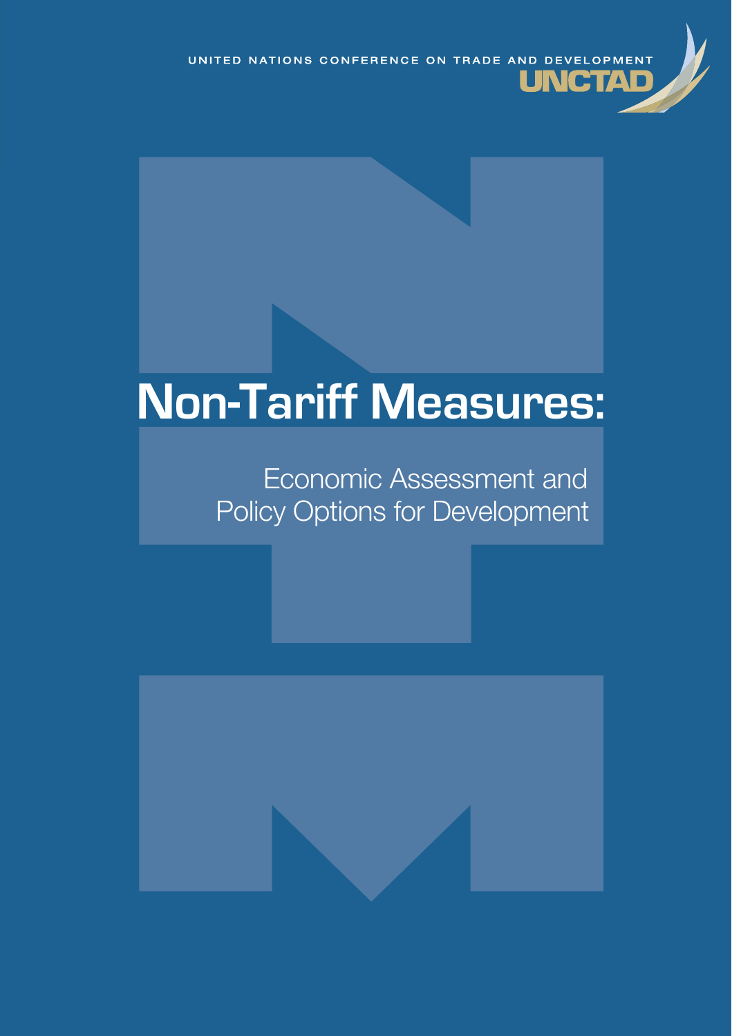UNITED NATIONS CONFERENCE ON TRADE AND DEVELOPMENT

UNCTAD

# Non-Tariff Measures:

## Economic Assessment and Policy Options for Development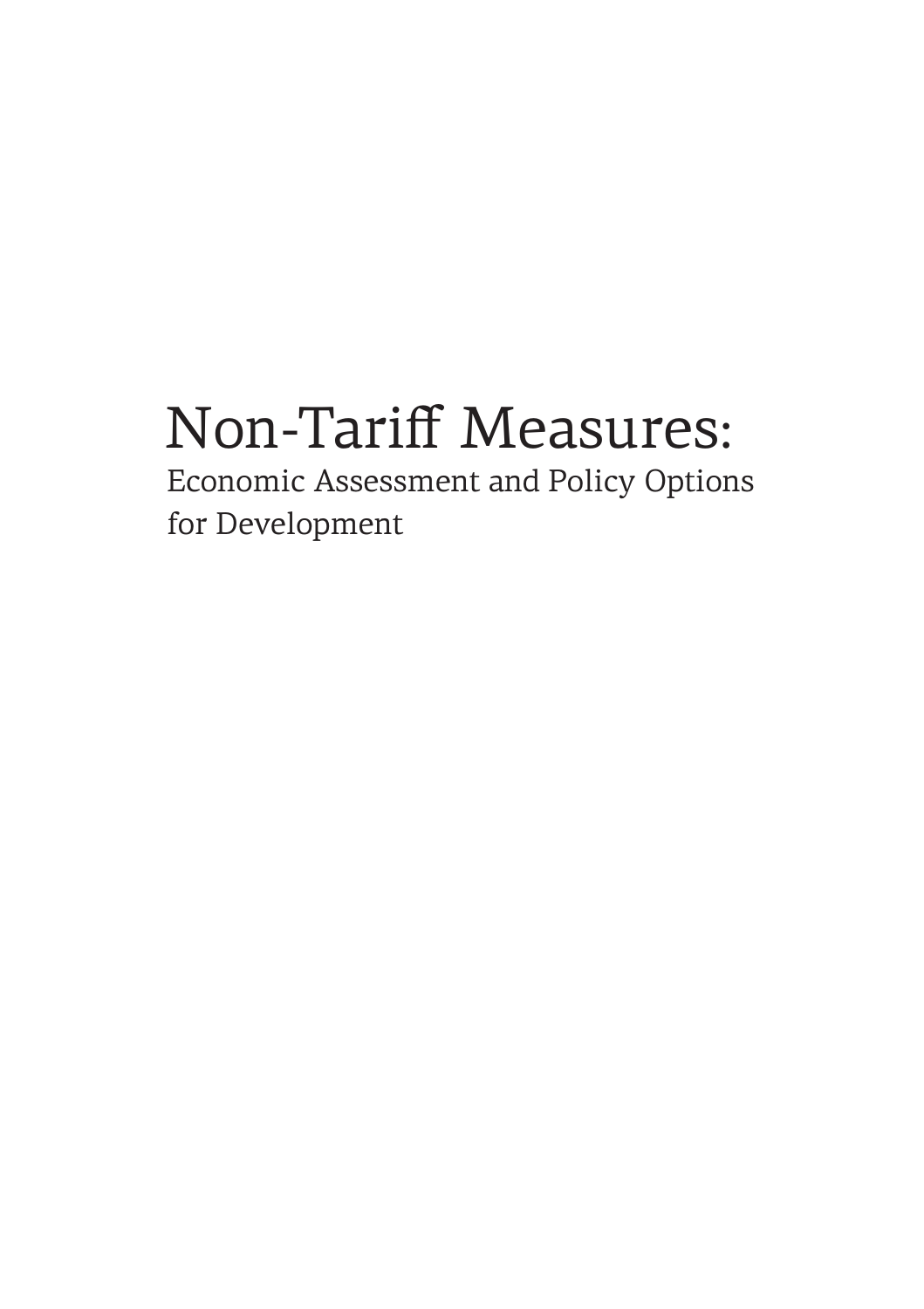# Non-Tariff Measures:

## Economic Assessment and Policy Options for Development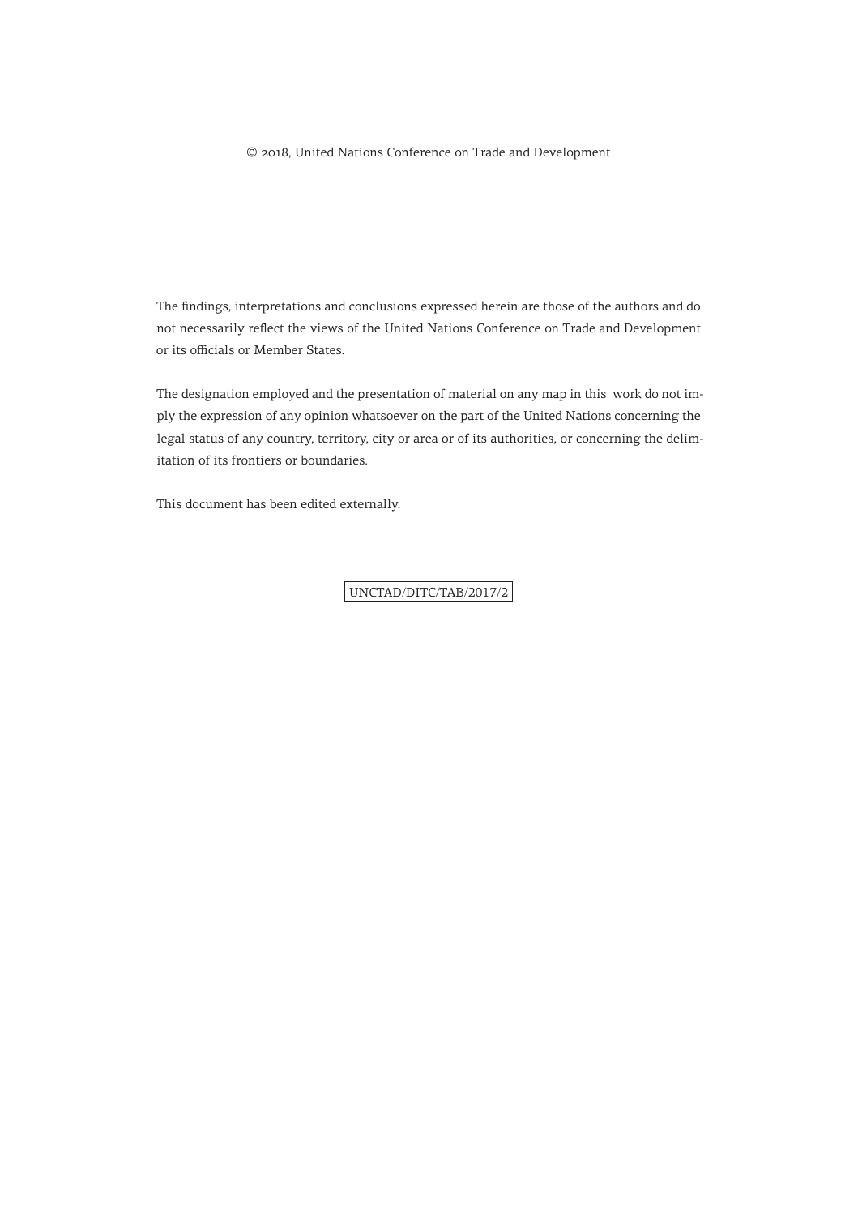© 2018, United Nations Conference on Trade and Development

The findings, interpretations and conclusions expressed herein are those of the authors and do not necessarily reflect the views of the United Nations Conference on Trade and Development or its officials or Member States.

The designation employed and the presentation of material on any map in this work do not imply the expression of any opinion whatsoever on the part of the United Nations concerning the legal status of any country, territory, city or area or of its authorities, or concerning the delimitation of its frontiers or boundaries.

This document has been edited externally.

UNCTAD/DITC/TAB/2017/2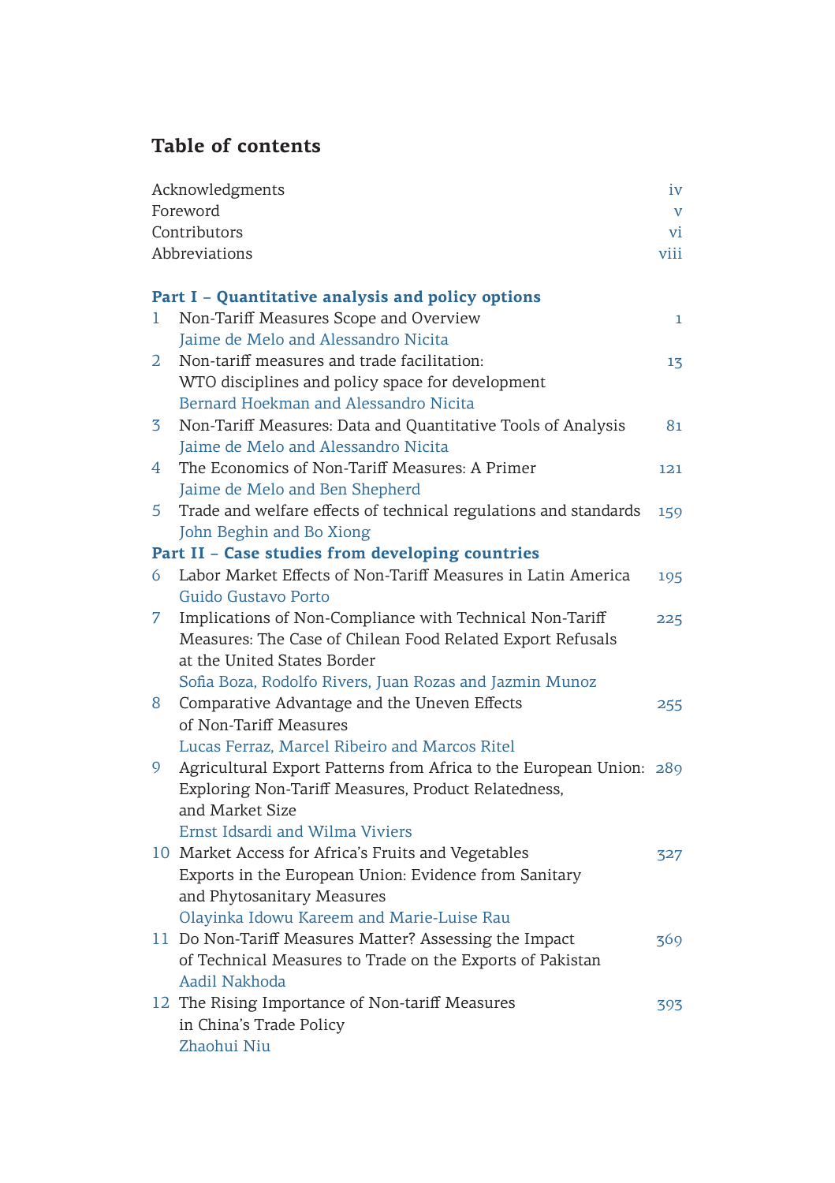# Table of contents

Acknowledgments iv
Foreword v
Contributors vi
Abbreviations viii

## Part I – Quantitative analysis and policy options

1 Non-Tariff Measures Scope and Overview 1
Jaime de Melo and Alessandro Nicita

2 Non-tariff measures and trade facilitation: WTO disciplines and policy space for development 13
Bernard Hoekman and Alessandro Nicita

3 Non-Tariff Measures: Data and Quantitative Tools of Analysis 81
Jaime de Melo and Alessandro Nicita

4 The Economics of Non-Tariff Measures: A Primer 121
Jaime de Melo and Ben Shepherd

5 Trade and welfare effects of technical regulations and standards 159
John Beghin and Bo Xiong

## Part II – Case studies from developing countries

6 Labor Market Effects of Non-Tariff Measures in Latin America 195
Guido Gustavo Porto

7 Implications of Non-Compliance with Technical Non-Tariff Measures: The Case of Chilean Food Related Export Refusals at the United States Border 225
Sofia Boza, Rodolfo Rivers, Juan Rozas and Jazmin Munoz

8 Comparative Advantage and the Uneven Effects of Non-Tariff Measures 255
Lucas Ferraz, Marcel Ribeiro and Marcos Ritel

9 Agricultural Export Patterns from Africa to the European Union: Exploring Non-Tariff Measures, Product Relatedness, and Market Size 289
Ernst Idsardi and Wilma Viviers

10 Market Access for Africa's Fruits and Vegetables Exports in the European Union: Evidence from Sanitary and Phytosanitary Measures 327
Olayinka Idowu Kareem and Marie-Luise Rau

11 Do Non-Tariff Measures Matter? Assessing the Impact of Technical Measures to Trade on the Exports of Pakistan 369
Aadil Nakhoda

12 The Rising Importance of Non-tariff Measures in China's Trade Policy 393
Zhaohui Niu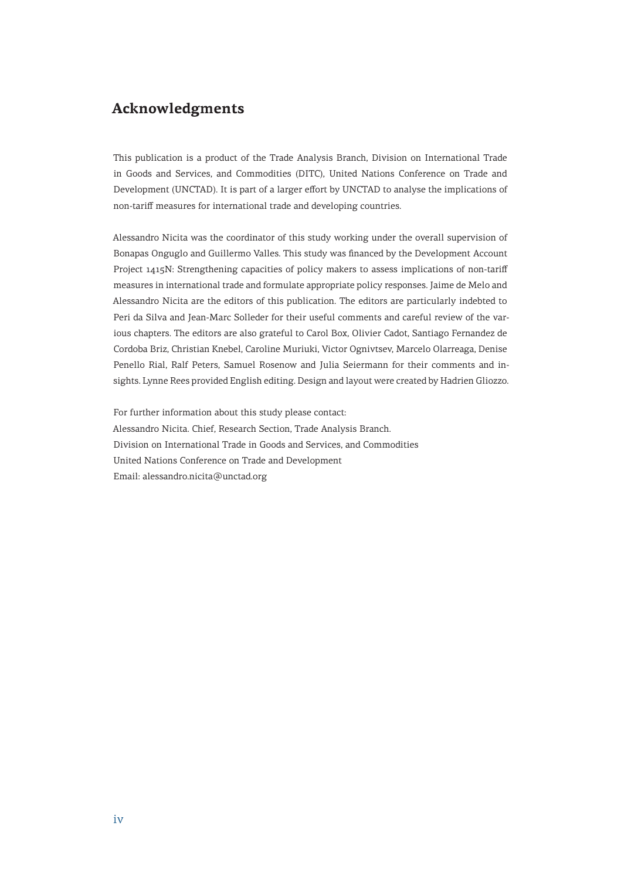## Acknowledgments

This publication is a product of the Trade Analysis Branch, Division on International Trade in Goods and Services, and Commodities (DITC), United Nations Conference on Trade and Development (UNCTAD). It is part of a larger effort by UNCTAD to analyse the implications of non-tariff measures for international trade and developing countries.

Alessandro Nicita was the coordinator of this study working under the overall supervision of Bonapas Onguglo and Guillermo Valles. This study was financed by the Development Account Project 1415N: Strengthening capacities of policy makers to assess implications of non-tariff measures in international trade and formulate appropriate policy responses. Jaime de Melo and Alessandro Nicita are the editors of this publication. The editors are particularly indebted to Peri da Silva and Jean-Marc Solleder for their useful comments and careful review of the various chapters. The editors are also grateful to Carol Box, Olivier Cadot, Santiago Fernandez de Cordoba Briz, Christian Knebel, Caroline Muriuki, Victor Ognivtsev, Marcelo Olarreaga, Denise Penello Rial, Ralf Peters, Samuel Rosenow and Julia Seiermann for their comments and insights. Lynne Rees provided English editing. Design and layout were created by Hadrien Gliozzo.

For further information about this study please contact:
Alessandro Nicita. Chief, Research Section, Trade Analysis Branch.
Division on International Trade in Goods and Services, and Commodities
United Nations Conference on Trade and Development
Email: alessandro.nicita@unctad.org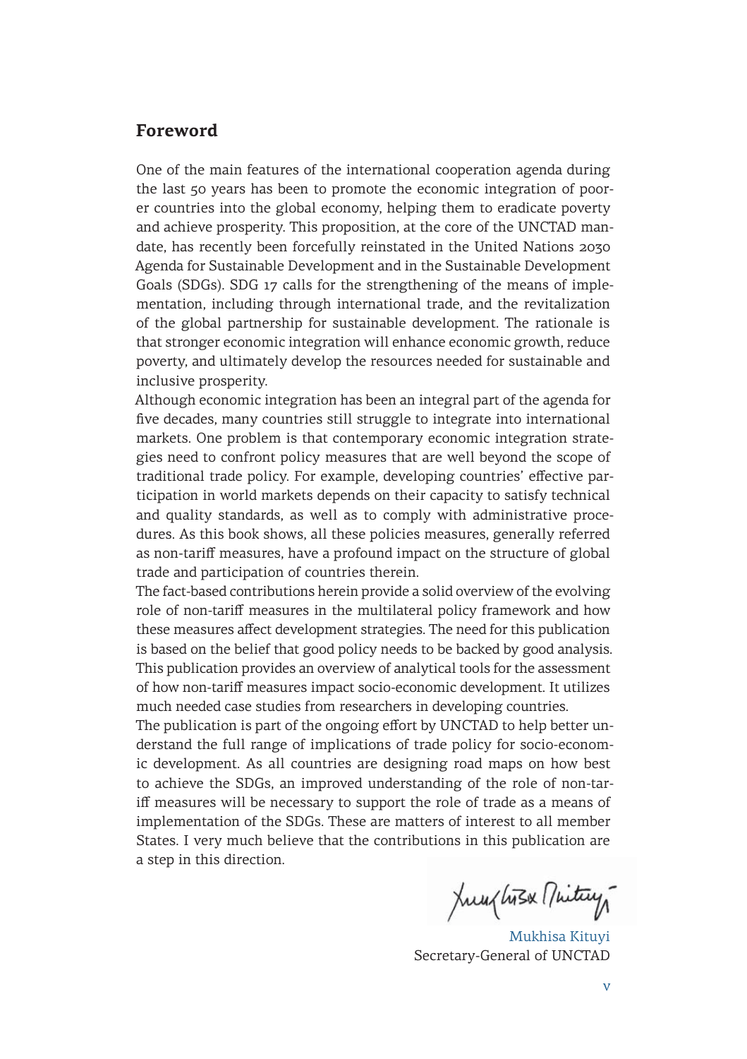## Foreword

One of the main features of the international cooperation agenda during the last 50 years has been to promote the economic integration of poorer countries into the global economy, helping them to eradicate poverty and achieve prosperity. This proposition, at the core of the UNCTAD mandate, has recently been forcefully reinstated in the United Nations 2030 Agenda for Sustainable Development and in the Sustainable Development Goals (SDGs). SDG 17 calls for the strengthening of the means of implementation, including through international trade, and the revitalization of the global partnership for sustainable development. The rationale is that stronger economic integration will enhance economic growth, reduce poverty, and ultimately develop the resources needed for sustainable and inclusive prosperity.

Although economic integration has been an integral part of the agenda for five decades, many countries still struggle to integrate into international markets. One problem is that contemporary economic integration strategies need to confront policy measures that are well beyond the scope of traditional trade policy. For example, developing countries' effective participation in world markets depends on their capacity to satisfy technical and quality standards, as well as to comply with administrative procedures. As this book shows, all these policies measures, generally referred as non-tariff measures, have a profound impact on the structure of global trade and participation of countries therein.

The fact-based contributions herein provide a solid overview of the evolving role of non-tariff measures in the multilateral policy framework and how these measures affect development strategies. The need for this publication is based on the belief that good policy needs to be backed by good analysis. This publication provides an overview of analytical tools for the assessment of how non-tariff measures impact socio-economic development. It utilizes much needed case studies from researchers in developing countries.

The publication is part of the ongoing effort by UNCTAD to help better understand the full range of implications of trade policy for socio-economic development. As all countries are designing road maps on how best to achieve the SDGs, an improved understanding of the role of non-tariff measures will be necessary to support the role of trade as a means of implementation of the SDGs. These are matters of interest to all member States. I very much believe that the contributions in this publication are a step in this direction.

Mukhisa Kituyi
Secretary-General of UNCTAD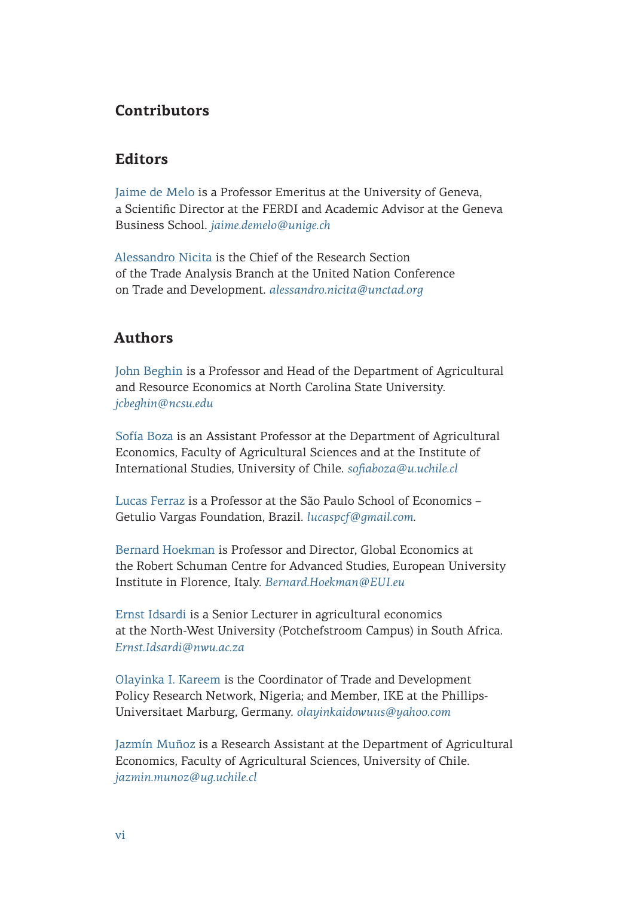# Contributors

## Editors

Jaime de Melo is a Professor Emeritus at the University of Geneva, a Scientific Director at the FERDI and Academic Advisor at the Geneva Business School. *jaime.demelo@unige.ch*

Alessandro Nicita is the Chief of the Research Section of the Trade Analysis Branch at the United Nation Conference on Trade and Development. *alessandro.nicita@unctad.org*

## Authors

John Beghin is a Professor and Head of the Department of Agricultural and Resource Economics at North Carolina State University. *jcbeghin@ncsu.edu*

Sofía Boza is an Assistant Professor at the Department of Agricultural Economics, Faculty of Agricultural Sciences and at the Institute of International Studies, University of Chile. *sofiaboza@u.uchile.cl*

Lucas Ferraz is a Professor at the São Paulo School of Economics – Getulio Vargas Foundation, Brazil. *lucaspcf@gmail.com*.

Bernard Hoekman is Professor and Director, Global Economics at the Robert Schuman Centre for Advanced Studies, European University Institute in Florence, Italy. *Bernard.Hoekman@EUI.eu*

Ernst Idsardi is a Senior Lecturer in agricultural economics at the North-West University (Potchefstroom Campus) in South Africa. *Ernst.Idsardi@nwu.ac.za*

Olayinka I. Kareem is the Coordinator of Trade and Development Policy Research Network, Nigeria; and Member, IKE at the Phillips-Universitaet Marburg, Germany. *olayinkaidowuus@yahoo.com*

Jazmín Muñoz is a Research Assistant at the Department of Agricultural Economics, Faculty of Agricultural Sciences, University of Chile. *jazmin.munoz@ug.uchile.cl*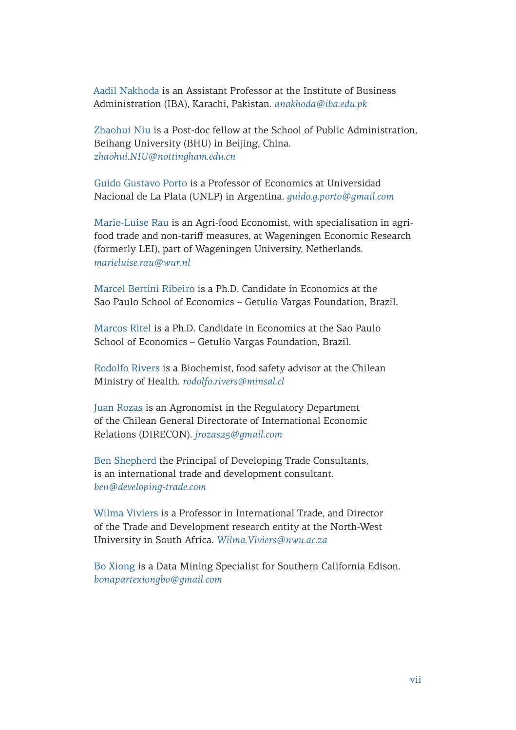Aadil Nakhoda is an Assistant Professor at the Institute of Business Administration (IBA), Karachi, Pakistan. *anakhoda@iba.edu.pk*

Zhaohui Niu is a Post-doc fellow at the School of Public Administration, Beihang University (BHU) in Beijing, China. *zhaohui.NIU@nottingham.edu.cn*

Guido Gustavo Porto is a Professor of Economics at Universidad Nacional de La Plata (UNLP) in Argentina. *guido.g.porto@gmail.com*

Marie-Luise Rau is an Agri-food Economist, with specialisation in agri-food trade and non-tariff measures, at Wageningen Economic Research (formerly LEI), part of Wageningen University, Netherlands. *marieluise.rau@wur.nl*

Marcel Bertini Ribeiro is a Ph.D. Candidate in Economics at the Sao Paulo School of Economics – Getulio Vargas Foundation, Brazil.

Marcos Ritel is a Ph.D. Candidate in Economics at the Sao Paulo School of Economics – Getulio Vargas Foundation, Brazil.

Rodolfo Rivers is a Biochemist, food safety advisor at the Chilean Ministry of Health. *rodolfo.rivers@minsal.cl*

Juan Rozas is an Agronomist in the Regulatory Department of the Chilean General Directorate of International Economic Relations (DIRECON). *jrozas25@gmail.com*

Ben Shepherd the Principal of Developing Trade Consultants, is an international trade and development consultant. *ben@developing-trade.com*

Wilma Viviers is a Professor in International Trade, and Director of the Trade and Development research entity at the North-West University in South Africa. *Wilma.Viviers@nwu.ac.za*

Bo Xiong is a Data Mining Specialist for Southern California Edison. *bonapartexiongbo@gmail.com*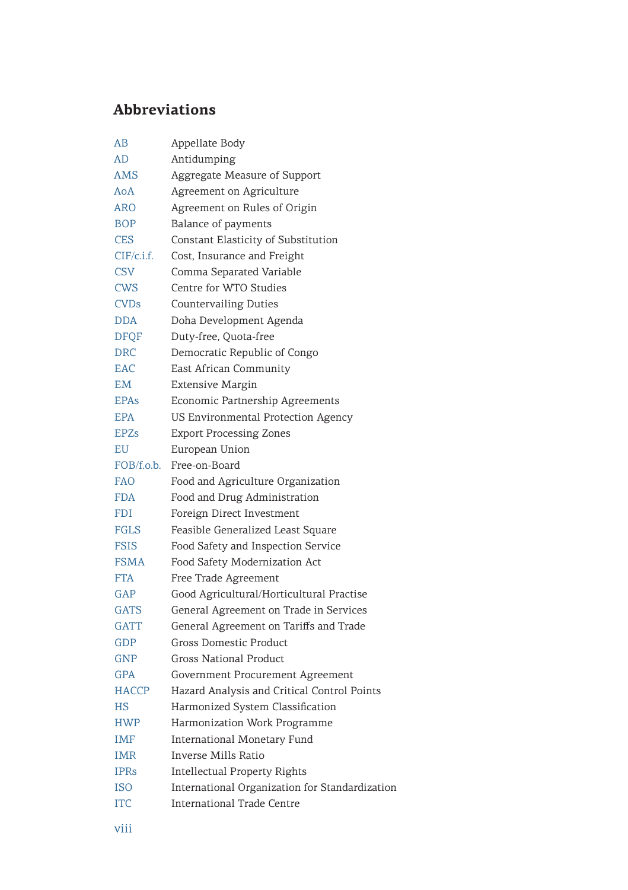# Abbreviations

| | |
|---|---|
| AB | Appellate Body |
| AD | Antidumping |
| AMS | Aggregate Measure of Support |
| AoA | Agreement on Agriculture |
| ARO | Agreement on Rules of Origin |
| BOP | Balance of payments |
| CES | Constant Elasticity of Substitution |
| CIF/c.i.f. | Cost, Insurance and Freight |
| CSV | Comma Separated Variable |
| CWS | Centre for WTO Studies |
| CVDs | Countervailing Duties |
| DDA | Doha Development Agenda |
| DFQF | Duty-free, Quota-free |
| DRC | Democratic Republic of Congo |
| EAC | East African Community |
| EM | Extensive Margin |
| EPAs | Economic Partnership Agreements |
| EPA | US Environmental Protection Agency |
| EPZs | Export Processing Zones |
| EU | European Union |
| FOB/f.o.b. | Free-on-Board |
| FAO | Food and Agriculture Organization |
| FDA | Food and Drug Administration |
| FDI | Foreign Direct Investment |
| FGLS | Feasible Generalized Least Square |
| FSIS | Food Safety and Inspection Service |
| FSMA | Food Safety Modernization Act |
| FTA | Free Trade Agreement |
| GAP | Good Agricultural/Horticultural Practise |
| GATS | General Agreement on Trade in Services |
| GATT | General Agreement on Tariffs and Trade |
| GDP | Gross Domestic Product |
| GNP | Gross National Product |
| GPA | Government Procurement Agreement |
| HACCP | Hazard Analysis and Critical Control Points |
| HS | Harmonized System Classification |
| HWP | Harmonization Work Programme |
| IMF | International Monetary Fund |
| IMR | Inverse Mills Ratio |
| IPRs | Intellectual Property Rights |
| ISO | International Organization for Standardization |
| ITC | International Trade Centre |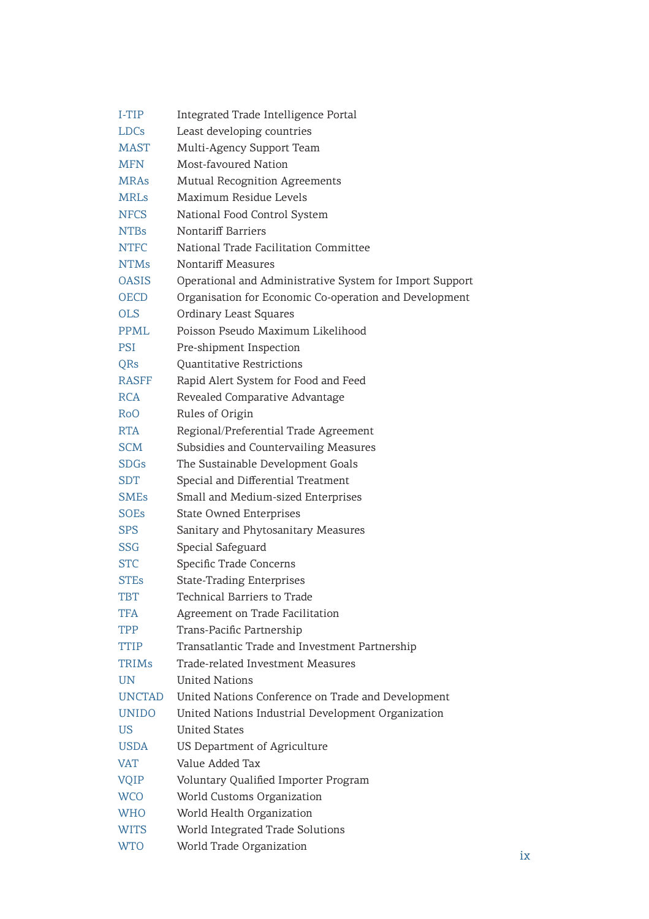| | |
|---|---|
| I-TIP | Integrated Trade Intelligence Portal |
| LDCs | Least developing countries |
| MAST | Multi-Agency Support Team |
| MFN | Most-favoured Nation |
| MRAs | Mutual Recognition Agreements |
| MRLs | Maximum Residue Levels |
| NFCS | National Food Control System |
| NTBs | Nontariff Barriers |
| NTFC | National Trade Facilitation Committee |
| NTMs | Nontariff Measures |
| OASIS | Operational and Administrative System for Import Support |
| OECD | Organisation for Economic Co-operation and Development |
| OLS | Ordinary Least Squares |
| PPML | Poisson Pseudo Maximum Likelihood |
| PSI | Pre-shipment Inspection |
| QRs | Quantitative Restrictions |
| RASFF | Rapid Alert System for Food and Feed |
| RCA | Revealed Comparative Advantage |
| RoO | Rules of Origin |
| RTA | Regional/Preferential Trade Agreement |
| SCM | Subsidies and Countervailing Measures |
| SDGs | The Sustainable Development Goals |
| SDT | Special and Differential Treatment |
| SMEs | Small and Medium-sized Enterprises |
| SOEs | State Owned Enterprises |
| SPS | Sanitary and Phytosanitary Measures |
| SSG | Special Safeguard |
| STC | Specific Trade Concerns |
| STEs | State-Trading Enterprises |
| TBT | Technical Barriers to Trade |
| TFA | Agreement on Trade Facilitation |
| TPP | Trans-Pacific Partnership |
| TTIP | Transatlantic Trade and Investment Partnership |
| TRIMs | Trade-related Investment Measures |
| UN | United Nations |
| UNCTAD | United Nations Conference on Trade and Development |
| UNIDO | United Nations Industrial Development Organization |
| US | United States |
| USDA | US Department of Agriculture |
| VAT | Value Added Tax |
| VQIP | Voluntary Qualified Importer Program |
| WCO | World Customs Organization |
| WHO | World Health Organization |
| WITS | World Integrated Trade Solutions |
| WTO | World Trade Organization |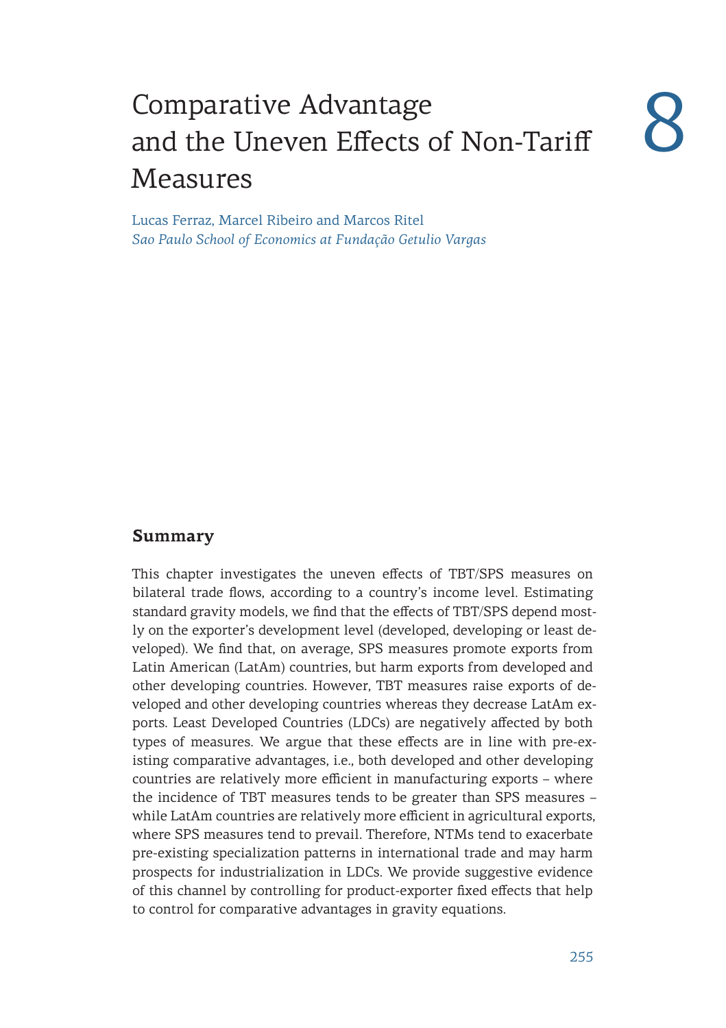# Comparative Advantage and the Uneven Effects of Non-Tariff Measures

8

Lucas Ferraz, Marcel Ribeiro and Marcos Ritel

*Sao Paulo School of Economics at Fundação Getulio Vargas*

## Summary

This chapter investigates the uneven effects of TBT/SPS measures on bilateral trade flows, according to a country's income level. Estimating standard gravity models, we find that the effects of TBT/SPS depend mostly on the exporter's development level (developed, developing or least developed). We find that, on average, SPS measures promote exports from Latin American (LatAm) countries, but harm exports from developed and other developing countries. However, TBT measures raise exports of developed and other developing countries whereas they decrease LatAm exports. Least Developed Countries (LDCs) are negatively affected by both types of measures. We argue that these effects are in line with pre-existing comparative advantages, i.e., both developed and other developing countries are relatively more efficient in manufacturing exports – where the incidence of TBT measures tends to be greater than SPS measures – while LatAm countries are relatively more efficient in agricultural exports, where SPS measures tend to prevail. Therefore, NTMs tend to exacerbate pre-existing specialization patterns in international trade and may harm prospects for industrialization in LDCs. We provide suggestive evidence of this channel by controlling for product-exporter fixed effects that help to control for comparative advantages in gravity equations.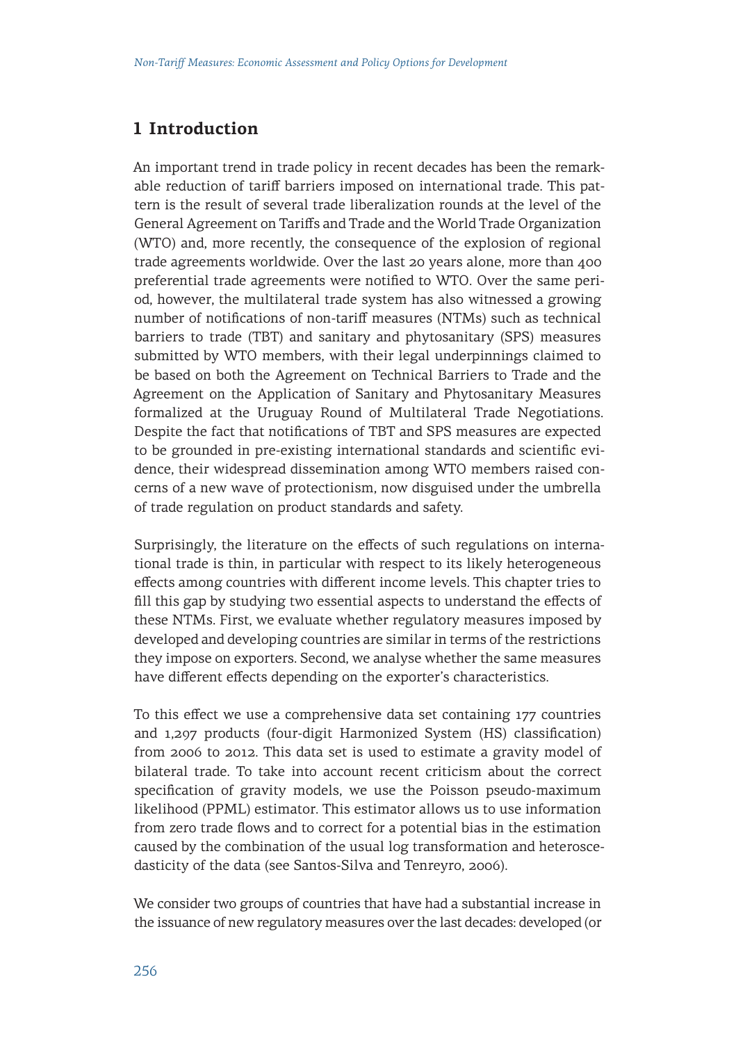## 1 Introduction

An important trend in trade policy in recent decades has been the remarkable reduction of tariff barriers imposed on international trade. This pattern is the result of several trade liberalization rounds at the level of the General Agreement on Tariffs and Trade and the World Trade Organization (WTO) and, more recently, the consequence of the explosion of regional trade agreements worldwide. Over the last 20 years alone, more than 400 preferential trade agreements were notified to WTO. Over the same period, however, the multilateral trade system has also witnessed a growing number of notifications of non-tariff measures (NTMs) such as technical barriers to trade (TBT) and sanitary and phytosanitary (SPS) measures submitted by WTO members, with their legal underpinnings claimed to be based on both the Agreement on Technical Barriers to Trade and the Agreement on the Application of Sanitary and Phytosanitary Measures formalized at the Uruguay Round of Multilateral Trade Negotiations. Despite the fact that notifications of TBT and SPS measures are expected to be grounded in pre-existing international standards and scientific evidence, their widespread dissemination among WTO members raised concerns of a new wave of protectionism, now disguised under the umbrella of trade regulation on product standards and safety.

Surprisingly, the literature on the effects of such regulations on international trade is thin, in particular with respect to its likely heterogeneous effects among countries with different income levels. This chapter tries to fill this gap by studying two essential aspects to understand the effects of these NTMs. First, we evaluate whether regulatory measures imposed by developed and developing countries are similar in terms of the restrictions they impose on exporters. Second, we analyse whether the same measures have different effects depending on the exporter's characteristics.

To this effect we use a comprehensive data set containing 177 countries and 1,297 products (four-digit Harmonized System (HS) classification) from 2006 to 2012. This data set is used to estimate a gravity model of bilateral trade. To take into account recent criticism about the correct specification of gravity models, we use the Poisson pseudo-maximum likelihood (PPML) estimator. This estimator allows us to use information from zero trade flows and to correct for a potential bias in the estimation caused by the combination of the usual log transformation and heteroscedasticity of the data (see Santos-Silva and Tenreyro, 2006).

We consider two groups of countries that have had a substantial increase in the issuance of new regulatory measures over the last decades: developed (or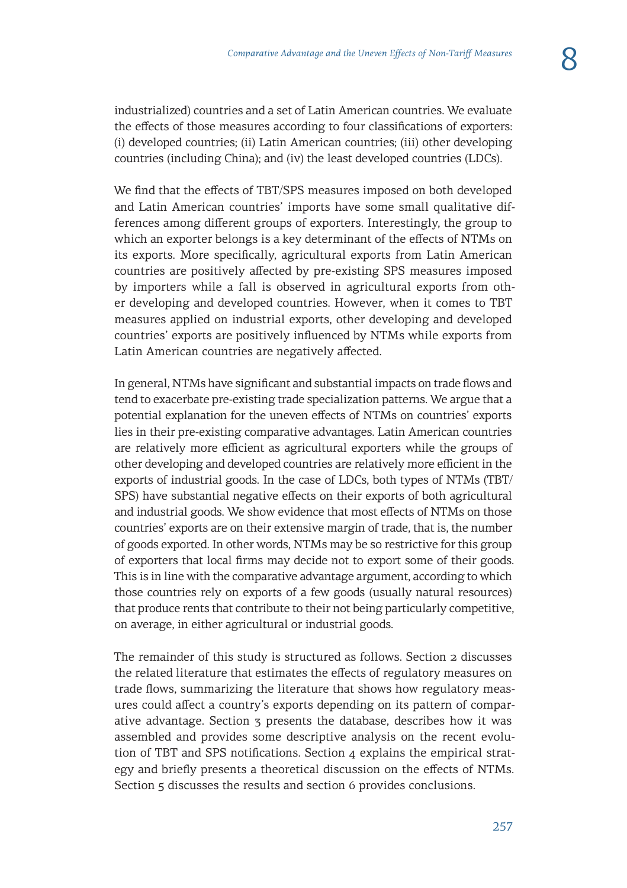industrialized) countries and a set of Latin American countries. We evaluate the effects of those measures according to four classifications of exporters: (i) developed countries; (ii) Latin American countries; (iii) other developing countries (including China); and (iv) the least developed countries (LDCs).

We find that the effects of TBT/SPS measures imposed on both developed and Latin American countries' imports have some small qualitative differences among different groups of exporters. Interestingly, the group to which an exporter belongs is a key determinant of the effects of NTMs on its exports. More specifically, agricultural exports from Latin American countries are positively affected by pre-existing SPS measures imposed by importers while a fall is observed in agricultural exports from other developing and developed countries. However, when it comes to TBT measures applied on industrial exports, other developing and developed countries' exports are positively influenced by NTMs while exports from Latin American countries are negatively affected.

In general, NTMs have significant and substantial impacts on trade flows and tend to exacerbate pre-existing trade specialization patterns. We argue that a potential explanation for the uneven effects of NTMs on countries' exports lies in their pre-existing comparative advantages. Latin American countries are relatively more efficient as agricultural exporters while the groups of other developing and developed countries are relatively more efficient in the exports of industrial goods. In the case of LDCs, both types of NTMs (TBT/SPS) have substantial negative effects on their exports of both agricultural and industrial goods. We show evidence that most effects of NTMs on those countries' exports are on their extensive margin of trade, that is, the number of goods exported. In other words, NTMs may be so restrictive for this group of exporters that local firms may decide not to export some of their goods. This is in line with the comparative advantage argument, according to which those countries rely on exports of a few goods (usually natural resources) that produce rents that contribute to their not being particularly competitive, on average, in either agricultural or industrial goods.

The remainder of this study is structured as follows. Section 2 discusses the related literature that estimates the effects of regulatory measures on trade flows, summarizing the literature that shows how regulatory measures could affect a country's exports depending on its pattern of comparative advantage. Section 3 presents the database, describes how it was assembled and provides some descriptive analysis on the recent evolution of TBT and SPS notifications. Section 4 explains the empirical strategy and briefly presents a theoretical discussion on the effects of NTMs. Section 5 discusses the results and section 6 provides conclusions.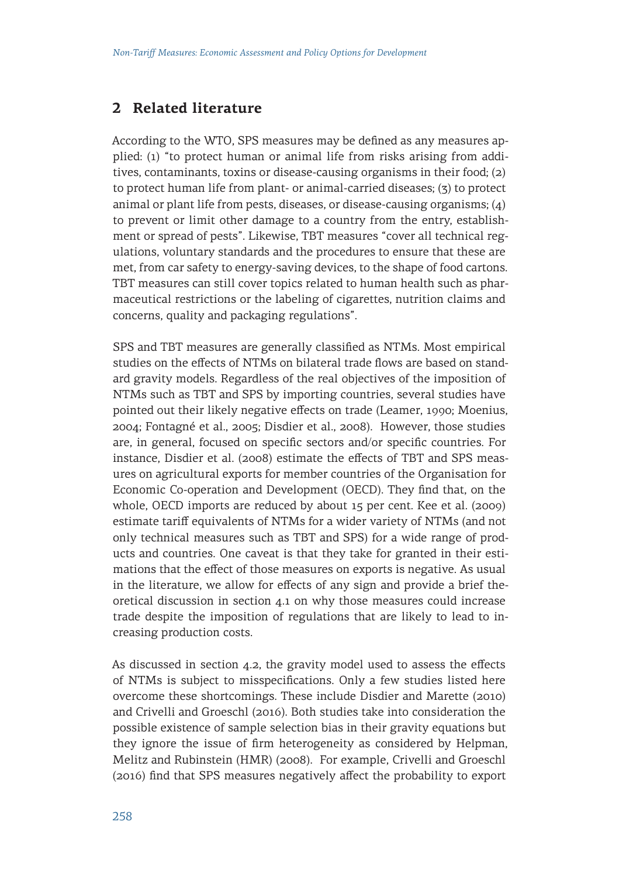## 2 Related literature

According to the WTO, SPS measures may be defined as any measures applied: (1) "to protect human or animal life from risks arising from additives, contaminants, toxins or disease-causing organisms in their food; (2) to protect human life from plant- or animal-carried diseases; (3) to protect animal or plant life from pests, diseases, or disease-causing organisms; (4) to prevent or limit other damage to a country from the entry, establishment or spread of pests". Likewise, TBT measures "cover all technical regulations, voluntary standards and the procedures to ensure that these are met, from car safety to energy-saving devices, to the shape of food cartons. TBT measures can still cover topics related to human health such as pharmaceutical restrictions or the labeling of cigarettes, nutrition claims and concerns, quality and packaging regulations".

SPS and TBT measures are generally classified as NTMs. Most empirical studies on the effects of NTMs on bilateral trade flows are based on standard gravity models. Regardless of the real objectives of the imposition of NTMs such as TBT and SPS by importing countries, several studies have pointed out their likely negative effects on trade (Leamer, 1990; Moenius, 2004; Fontagné et al., 2005; Disdier et al., 2008). However, those studies are, in general, focused on specific sectors and/or specific countries. For instance, Disdier et al. (2008) estimate the effects of TBT and SPS measures on agricultural exports for member countries of the Organisation for Economic Co-operation and Development (OECD). They find that, on the whole, OECD imports are reduced by about 15 per cent. Kee et al. (2009) estimate tariff equivalents of NTMs for a wider variety of NTMs (and not only technical measures such as TBT and SPS) for a wide range of products and countries. One caveat is that they take for granted in their estimations that the effect of those measures on exports is negative. As usual in the literature, we allow for effects of any sign and provide a brief theoretical discussion in section 4.1 on why those measures could increase trade despite the imposition of regulations that are likely to lead to increasing production costs.

As discussed in section 4.2, the gravity model used to assess the effects of NTMs is subject to misspecifications. Only a few studies listed here overcome these shortcomings. These include Disdier and Marette (2010) and Crivelli and Groeschl (2016). Both studies take into consideration the possible existence of sample selection bias in their gravity equations but they ignore the issue of firm heterogeneity as considered by Helpman, Melitz and Rubinstein (HMR) (2008). For example, Crivelli and Groeschl (2016) find that SPS measures negatively affect the probability to export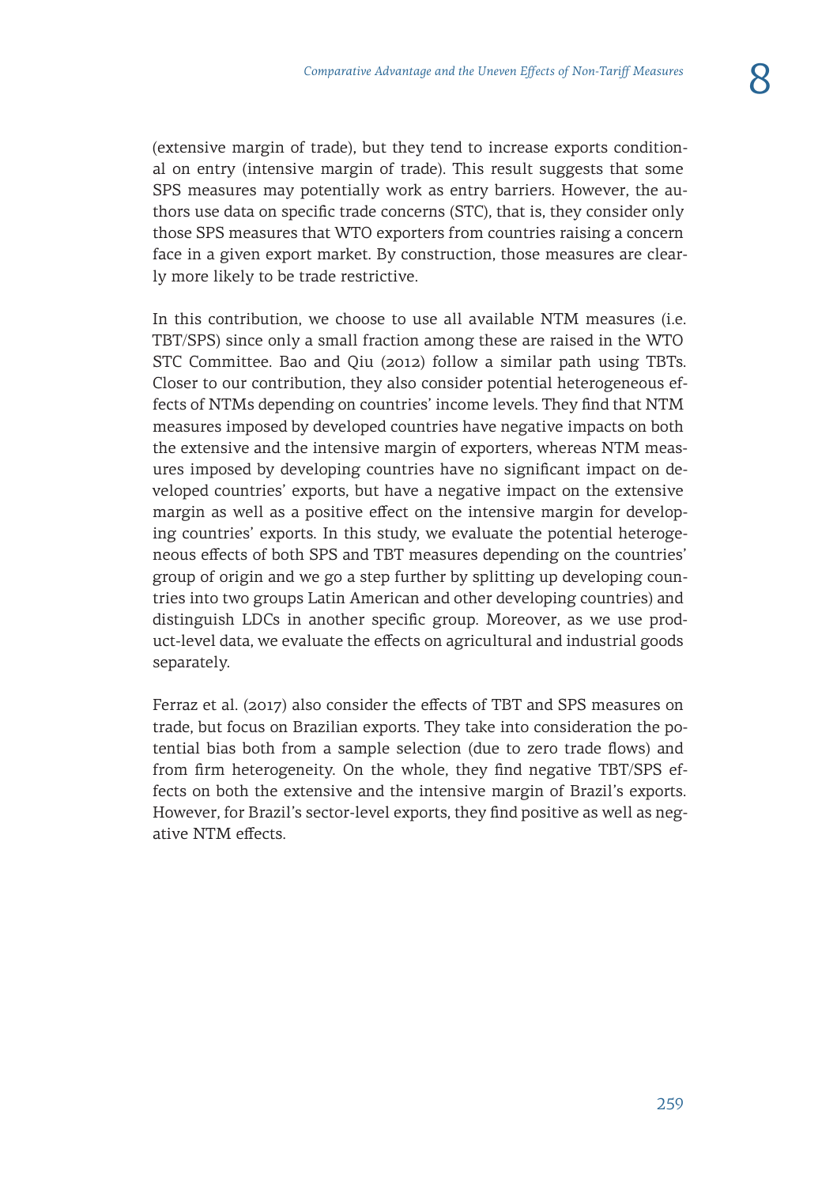(extensive margin of trade), but they tend to increase exports conditional on entry (intensive margin of trade). This result suggests that some SPS measures may potentially work as entry barriers. However, the authors use data on specific trade concerns (STC), that is, they consider only those SPS measures that WTO exporters from countries raising a concern face in a given export market. By construction, those measures are clearly more likely to be trade restrictive.

In this contribution, we choose to use all available NTM measures (i.e. TBT/SPS) since only a small fraction among these are raised in the WTO STC Committee. Bao and Qiu (2012) follow a similar path using TBTs. Closer to our contribution, they also consider potential heterogeneous effects of NTMs depending on countries' income levels. They find that NTM measures imposed by developed countries have negative impacts on both the extensive and the intensive margin of exporters, whereas NTM measures imposed by developing countries have no significant impact on developed countries' exports, but have a negative impact on the extensive margin as well as a positive effect on the intensive margin for developing countries' exports. In this study, we evaluate the potential heterogeneous effects of both SPS and TBT measures depending on the countries' group of origin and we go a step further by splitting up developing countries into two groups Latin American and other developing countries) and distinguish LDCs in another specific group. Moreover, as we use product-level data, we evaluate the effects on agricultural and industrial goods separately.

Ferraz et al. (2017) also consider the effects of TBT and SPS measures on trade, but focus on Brazilian exports. They take into consideration the potential bias both from a sample selection (due to zero trade flows) and from firm heterogeneity. On the whole, they find negative TBT/SPS effects on both the extensive and the intensive margin of Brazil's exports. However, for Brazil's sector-level exports, they find positive as well as negative NTM effects.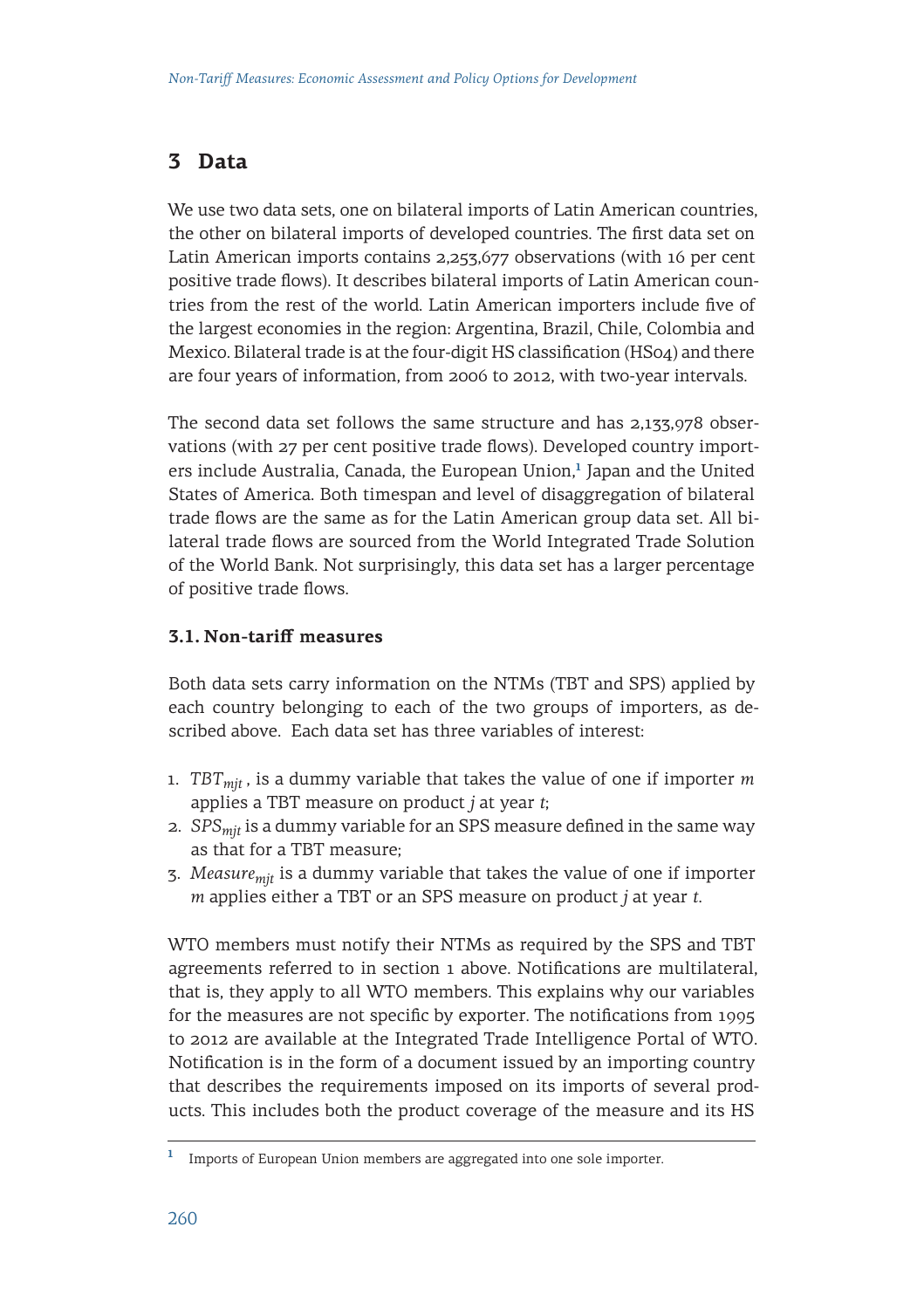## 3 Data

We use two data sets, one on bilateral imports of Latin American countries, the other on bilateral imports of developed countries. The first data set on Latin American imports contains 2,253,677 observations (with 16 per cent positive trade flows). It describes bilateral imports of Latin American countries from the rest of the world. Latin American importers include five of the largest economies in the region: Argentina, Brazil, Chile, Colombia and Mexico. Bilateral trade is at the four-digit HS classification (HS04) and there are four years of information, from 2006 to 2012, with two-year intervals.

The second data set follows the same structure and has 2,133,978 observations (with 27 per cent positive trade flows). Developed country importers include Australia, Canada, the European Union,[1] Japan and the United States of America. Both timespan and level of disaggregation of bilateral trade flows are the same as for the Latin American group data set. All bilateral trade flows are sourced from the World Integrated Trade Solution of the World Bank. Not surprisingly, this data set has a larger percentage of positive trade flows.

### 3.1. Non-tariff measures

Both data sets carry information on the NTMs (TBT and SPS) applied by each country belonging to each of the two groups of importers, as described above. Each data set has three variables of interest:

1. $TBT_{mjt}$, is a dummy variable that takes the value of one if importer $m$ applies a TBT measure on product $j$ at year $t$;
2. $SPS_{mjt}$ is a dummy variable for an SPS measure defined in the same way as that for a TBT measure;
3. $Measure_{mjt}$ is a dummy variable that takes the value of one if importer $m$ applies either a TBT or an SPS measure on product $j$ at year $t$.

WTO members must notify their NTMs as required by the SPS and TBT agreements referred to in section 1 above. Notifications are multilateral, that is, they apply to all WTO members. This explains why our variables for the measures are not specific by exporter. The notifications from 1995 to 2012 are available at the Integrated Trade Intelligence Portal of WTO. Notification is in the form of a document issued by an importing country that describes the requirements imposed on its imports of several products. This includes both the product coverage of the measure and its HS

[1] Imports of European Union members are aggregated into one sole importer.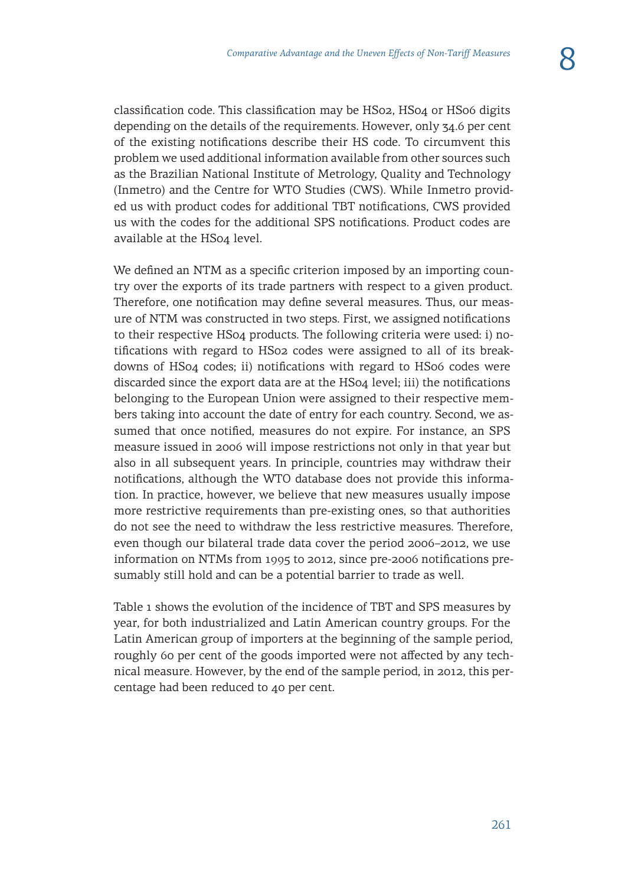classification code. This classification may be HS02, HS04 or HS06 digits depending on the details of the requirements. However, only 34.6 per cent of the existing notifications describe their HS code. To circumvent this problem we used additional information available from other sources such as the Brazilian National Institute of Metrology, Quality and Technology (Inmetro) and the Centre for WTO Studies (CWS). While Inmetro provided us with product codes for additional TBT notifications, CWS provided us with the codes for the additional SPS notifications. Product codes are available at the HS04 level.

We defined an NTM as a specific criterion imposed by an importing country over the exports of its trade partners with respect to a given product. Therefore, one notification may define several measures. Thus, our measure of NTM was constructed in two steps. First, we assigned notifications to their respective HS04 products. The following criteria were used: i) notifications with regard to HS02 codes were assigned to all of its breakdowns of HS04 codes; ii) notifications with regard to HS06 codes were discarded since the export data are at the HS04 level; iii) the notifications belonging to the European Union were assigned to their respective members taking into account the date of entry for each country. Second, we assumed that once notified, measures do not expire. For instance, an SPS measure issued in 2006 will impose restrictions not only in that year but also in all subsequent years. In principle, countries may withdraw their notifications, although the WTO database does not provide this information. In practice, however, we believe that new measures usually impose more restrictive requirements than pre-existing ones, so that authorities do not see the need to withdraw the less restrictive measures. Therefore, even though our bilateral trade data cover the period 2006–2012, we use information on NTMs from 1995 to 2012, since pre-2006 notifications presumably still hold and can be a potential barrier to trade as well.

Table 1 shows the evolution of the incidence of TBT and SPS measures by year, for both industrialized and Latin American country groups. For the Latin American group of importers at the beginning of the sample period, roughly 60 per cent of the goods imported were not affected by any technical measure. However, by the end of the sample period, in 2012, this percentage had been reduced to 40 per cent.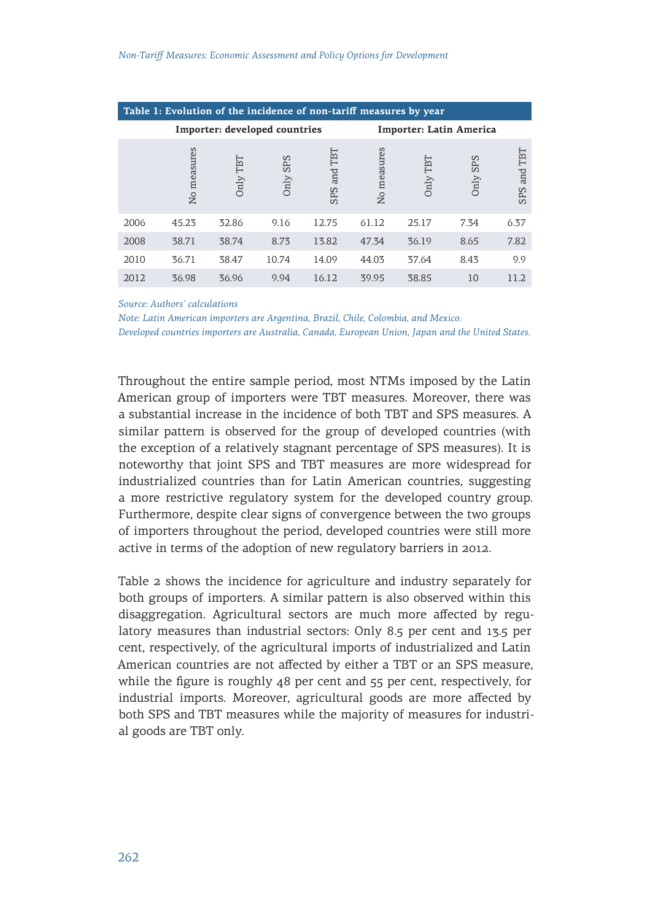**Table 1: Evolution of the incidence of non-tariff measures by year**

| | Importer: developed countries | | | | Importer: Latin America | | | |
|---|---|---|---|---|---|---|---|---|
| | No measures | Only TBT | Only SPS | SPS and TBT | No measures | Only TBT | Only SPS | SPS and TBT |
| 2006 | 45.23 | 32.86 | 9.16 | 12.75 | 61.12 | 25.17 | 7.34 | 6.37 |
| 2008 | 38.71 | 38.74 | 8.73 | 13.82 | 47.34 | 36.19 | 8.65 | 7.82 |
| 2010 | 36.71 | 38.47 | 10.74 | 14.09 | 44.03 | 37.64 | 8.43 | 9.9 |
| 2012 | 36.98 | 36.96 | 9.94 | 16.12 | 39.95 | 38.85 | 10 | 11.2 |

*Source: Authors' calculations*

*Note: Latin American importers are Argentina, Brazil, Chile, Colombia, and Mexico.*
*Developed countries importers are Australia, Canada, European Union, Japan and the United States.*

Throughout the entire sample period, most NTMs imposed by the Latin American group of importers were TBT measures. Moreover, there was a substantial increase in the incidence of both TBT and SPS measures. A similar pattern is observed for the group of developed countries (with the exception of a relatively stagnant percentage of SPS measures). It is noteworthy that joint SPS and TBT measures are more widespread for industrialized countries than for Latin American countries, suggesting a more restrictive regulatory system for the developed country group. Furthermore, despite clear signs of convergence between the two groups of importers throughout the period, developed countries were still more active in terms of the adoption of new regulatory barriers in 2012.

Table 2 shows the incidence for agriculture and industry separately for both groups of importers. A similar pattern is also observed within this disaggregation. Agricultural sectors are much more affected by regulatory measures than industrial sectors: Only 8.5 per cent and 13.5 per cent, respectively, of the agricultural imports of industrialized and Latin American countries are not affected by either a TBT or an SPS measure, while the figure is roughly 48 per cent and 55 per cent, respectively, for industrial imports. Moreover, agricultural goods are more affected by both SPS and TBT measures while the majority of measures for industrial goods are TBT only.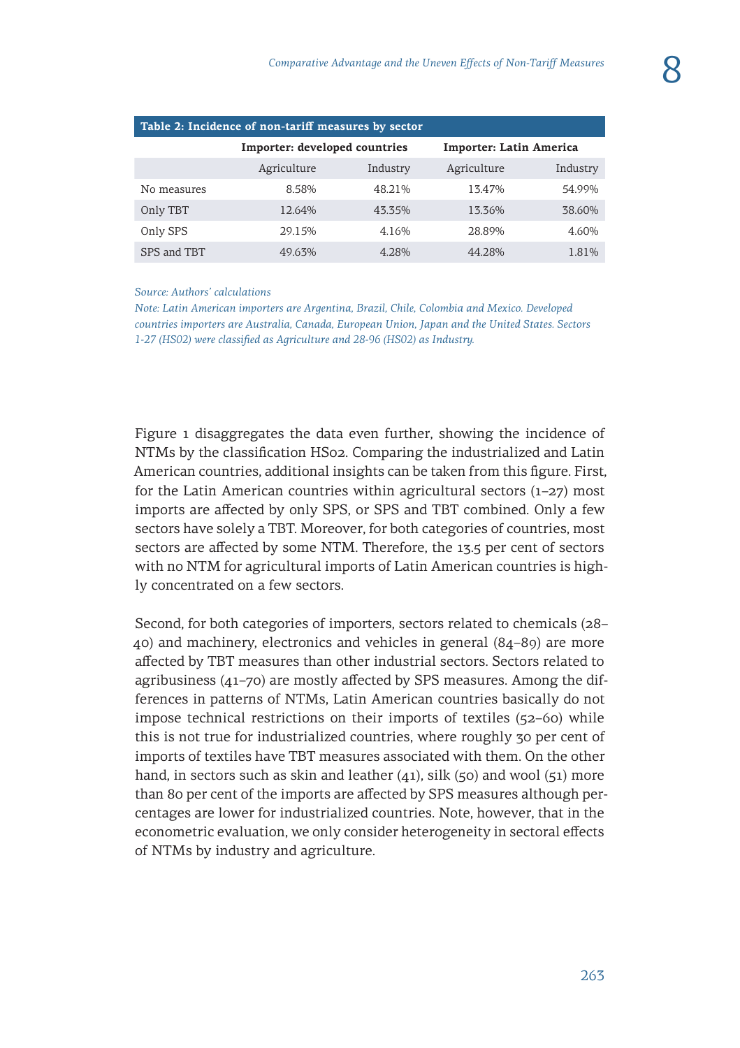**Table 2: Incidence of non-tariff measures by sector**

| | Importer: developed countries | | Importer: Latin America | |
|---|---|---|---|---|
| | Agriculture | Industry | Agriculture | Industry |
| No measures | 8.58% | 48.21% | 13.47% | 54.99% |
| Only TBT | 12.64% | 43.35% | 13.36% | 38.60% |
| Only SPS | 29.15% | 4.16% | 28.89% | 4.60% |
| SPS and TBT | 49.63% | 4.28% | 44.28% | 1.81% |

*Source: Authors' calculations*

*Note: Latin American importers are Argentina, Brazil, Chile, Colombia and Mexico. Developed countries importers are Australia, Canada, European Union, Japan and the United States. Sectors 1-27 (HS02) were classified as Agriculture and 28-96 (HS02) as Industry.*

Figure 1 disaggregates the data even further, showing the incidence of NTMs by the classification HS02. Comparing the industrialized and Latin American countries, additional insights can be taken from this figure. First, for the Latin American countries within agricultural sectors (1–27) most imports are affected by only SPS, or SPS and TBT combined. Only a few sectors have solely a TBT. Moreover, for both categories of countries, most sectors are affected by some NTM. Therefore, the 13.5 per cent of sectors with no NTM for agricultural imports of Latin American countries is highly concentrated on a few sectors.

Second, for both categories of importers, sectors related to chemicals (28–40) and machinery, electronics and vehicles in general (84–89) are more affected by TBT measures than other industrial sectors. Sectors related to agribusiness (41–70) are mostly affected by SPS measures. Among the differences in patterns of NTMs, Latin American countries basically do not impose technical restrictions on their imports of textiles (52–60) while this is not true for industrialized countries, where roughly 30 per cent of imports of textiles have TBT measures associated with them. On the other hand, in sectors such as skin and leather (41), silk (50) and wool (51) more than 80 per cent of the imports are affected by SPS measures although percentages are lower for industrialized countries. Note, however, that in the econometric evaluation, we only consider heterogeneity in sectoral effects of NTMs by industry and agriculture.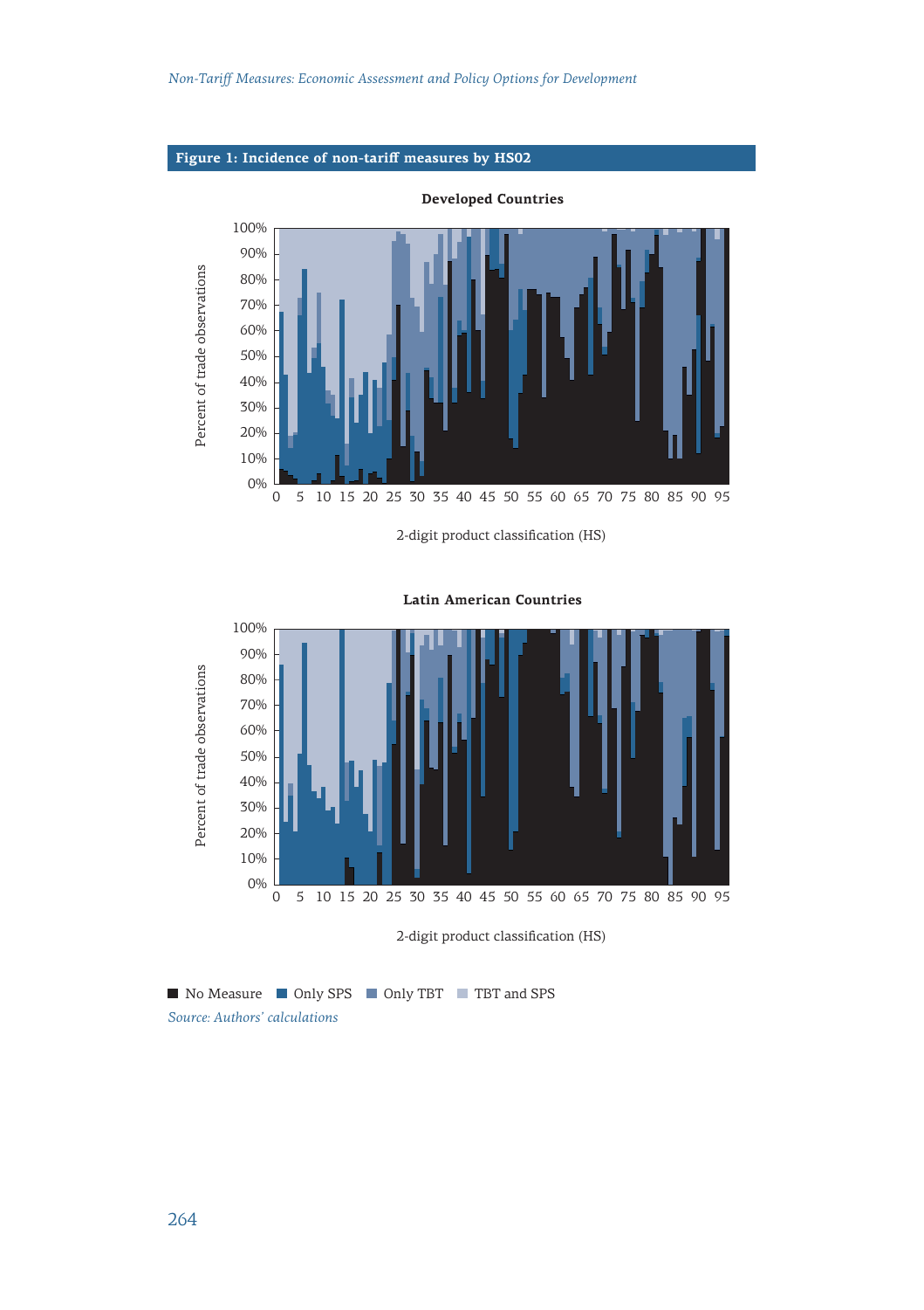**Figure 1: Incidence of non-tariff measures by HS02**

**Developed Countries**

Percent of trade observations

100%
90%
80%
70%
60%
50%
40%
30%
20%
10%
0%

0 5 10 15 20 25 30 35 40 45 50 55 60 65 70 75 80 85 90 95

2-digit product classification (HS)

**Latin American Countries**

Percent of trade observations

100%
90%
80%
70%
60%
50%
40%
30%
20%
10%
0%

0 5 10 15 20 25 30 35 40 45 50 55 60 65 70 75 80 85 90 95

2-digit product classification (HS)

No Measure | Only SPS | Only TBT | TBT and SPS

*Source: Authors' calculations*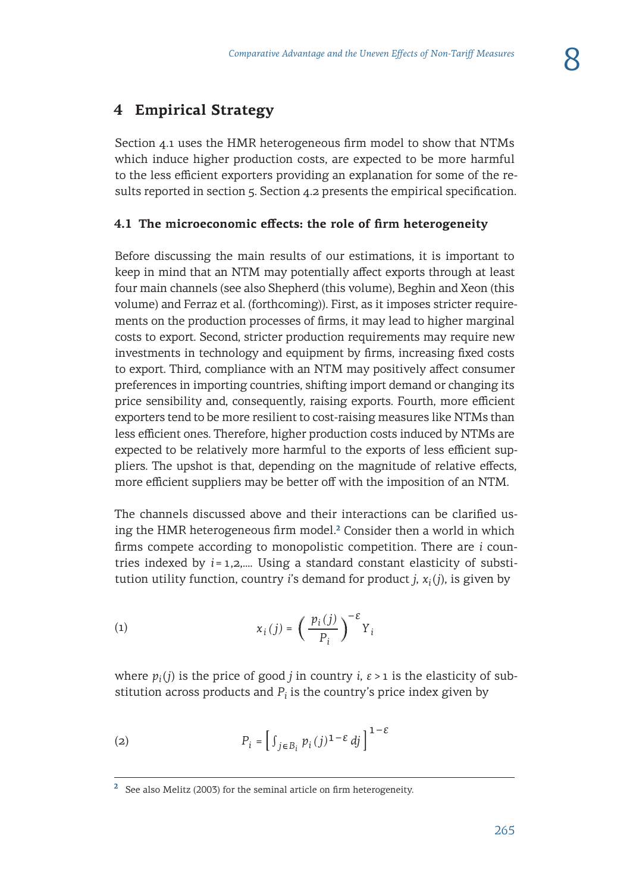## 4 Empirical Strategy

Section 4.1 uses the HMR heterogeneous firm model to show that NTMs which induce higher production costs, are expected to be more harmful to the less efficient exporters providing an explanation for some of the results reported in section 5. Section 4.2 presents the empirical specification.

### 4.1 The microeconomic effects: the role of firm heterogeneity

Before discussing the main results of our estimations, it is important to keep in mind that an NTM may potentially affect exports through at least four main channels (see also Shepherd (this volume), Beghin and Xeon (this volume) and Ferraz et al. (forthcoming)). First, as it imposes stricter requirements on the production processes of firms, it may lead to higher marginal costs to export. Second, stricter production requirements may require new investments in technology and equipment by firms, increasing fixed costs to export. Third, compliance with an NTM may positively affect consumer preferences in importing countries, shifting import demand or changing its price sensibility and, consequently, raising exports. Fourth, more efficient exporters tend to be more resilient to cost-raising measures like NTMs than less efficient ones. Therefore, higher production costs induced by NTMs are expected to be relatively more harmful to the exports of less efficient suppliers. The upshot is that, depending on the magnitude of relative effects, more efficient suppliers may be better off with the imposition of an NTM.

The channels discussed above and their interactions can be clarified using the HMR heterogeneous firm model.[2] Consider then a world in which firms compete according to monopolistic competition. There are $i$ countries indexed by $i = 1,2,...$. Using a standard constant elasticity of substitution utility function, country $i$'s demand for product $j$, $x_i(j)$, is given by

$$x_i(j) = \left( \frac{p_i(j)}{P_i} \right)^{-\varepsilon} Y_i \tag{1}$$

where $p_i(j)$ is the price of good $j$ in country $i$, $\varepsilon > 1$ is the elasticity of substitution across products and $P_i$ is the country's price index given by

$$P_i = \left[ \int_{j \in B_i} p_i(j)^{1-\varepsilon} \, dj \right]^{1-\varepsilon} \tag{2}$$

---

[2] See also Melitz (2003) for the seminal article on firm heterogeneity.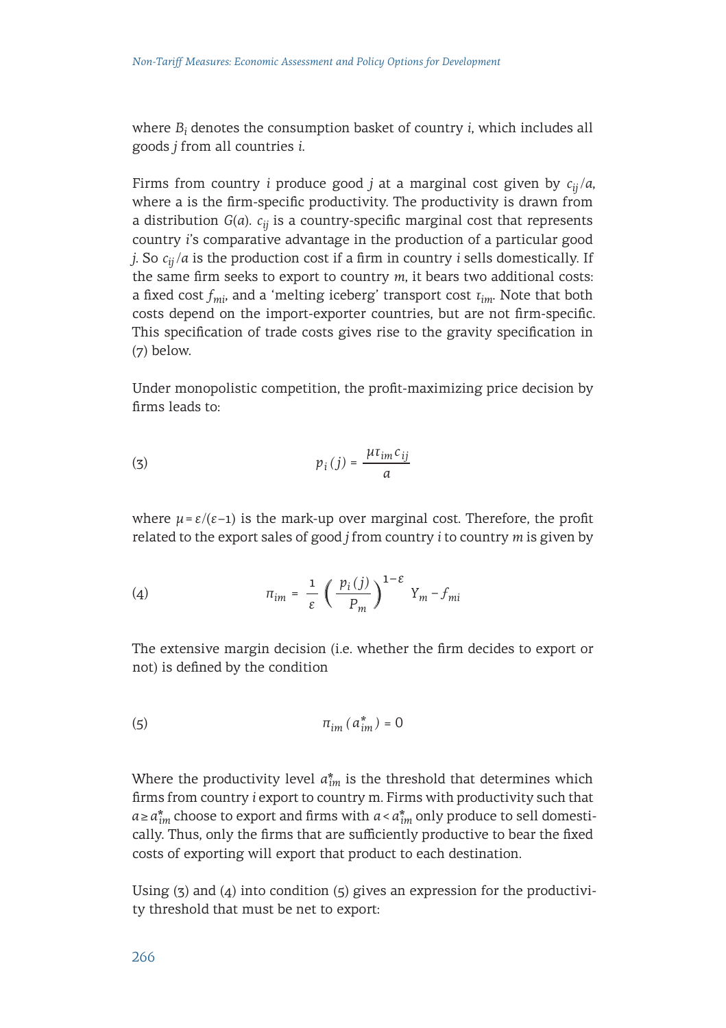where $B_i$ denotes the consumption basket of country *i*, which includes all goods *j* from all countries *i*.

Firms from country *i* produce good *j* at a marginal cost given by $c_{ij}/a$, where a is the firm-specific productivity. The productivity is drawn from a distribution $G(a)$. $c_{ij}$ is a country-specific marginal cost that represents country *i*'s comparative advantage in the production of a particular good *j*. So $c_{ij}/a$ is the production cost if a firm in country *i* sells domestically. If the same firm seeks to export to country *m*, it bears two additional costs: a fixed cost $f_{mi}$, and a 'melting iceberg' transport cost $\tau_{im}$. Note that both costs depend on the import-exporter countries, but are not firm-specific. This specification of trade costs gives rise to the gravity specification in (7) below.

Under monopolistic competition, the profit-maximizing price decision by firms leads to:

$$p_i(j) = \frac{\mu \tau_{im} c_{ij}}{a} \tag{3}$$

where $\mu = \varepsilon/(\varepsilon-1)$ is the mark-up over marginal cost. Therefore, the profit related to the export sales of good *j* from country *i* to country *m* is given by

$$\pi_{im} = \frac{1}{\varepsilon}\left(\frac{p_i(j)}{P_m}\right)^{1-\varepsilon} Y_m - f_{mi} \tag{4}$$

The extensive margin decision (i.e. whether the firm decides to export or not) is defined by the condition

$$\pi_{im}(a^*_{im}) = 0 \tag{5}$$

Where the productivity level $a^*_{im}$ is the threshold that determines which firms from country *i* export to country m. Firms with productivity such that $a \geq a^*_{im}$ choose to export and firms with $a < a^*_{im}$ only produce to sell domestically. Thus, only the firms that are sufficiently productive to bear the fixed costs of exporting will export that product to each destination.

Using (3) and (4) into condition (5) gives an expression for the productivity threshold that must be net to export: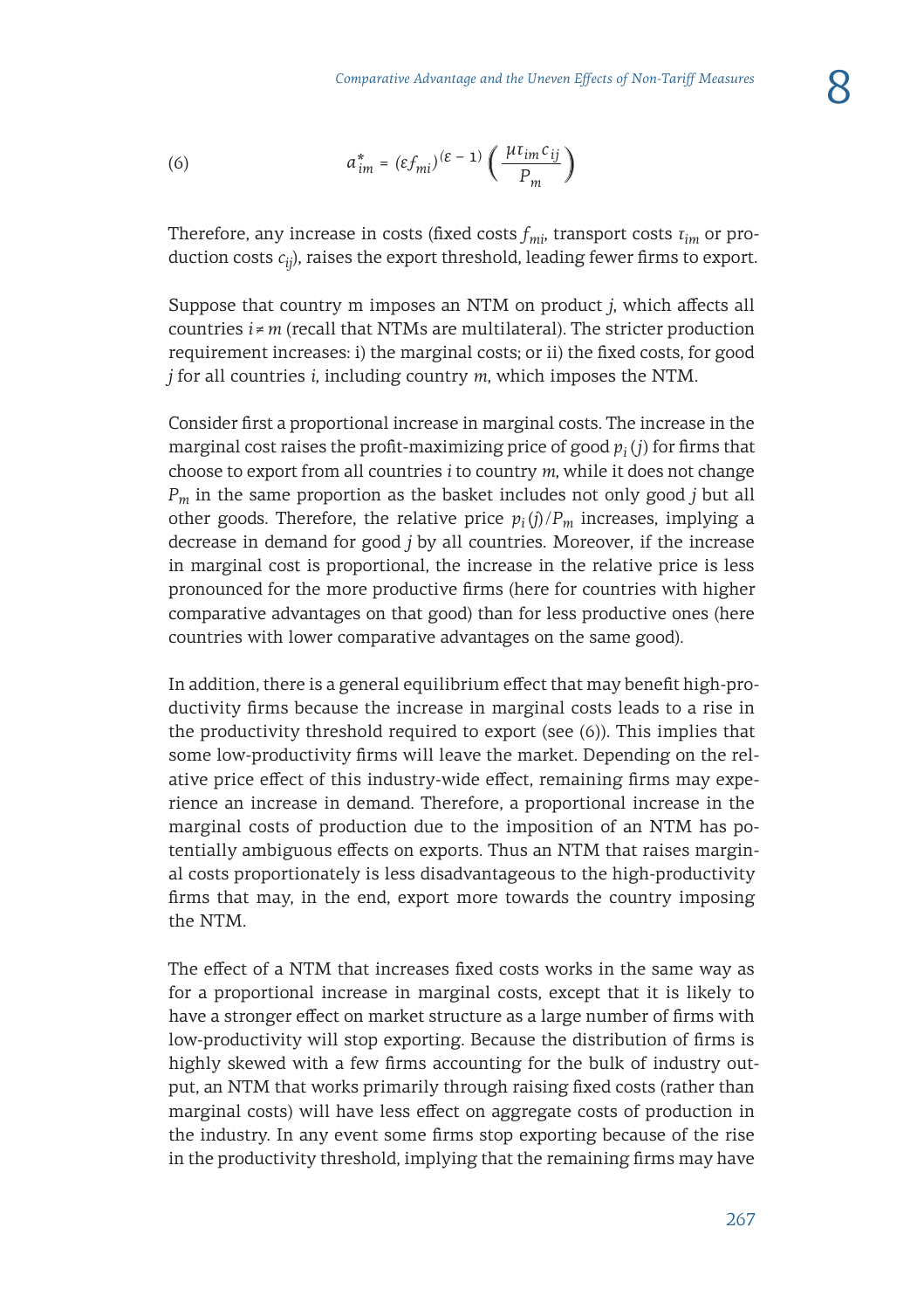$$a^*_{im} = (\varepsilon f_{mi})^{(\varepsilon - 1)} \left( \frac{\mu \tau_{im} c_{ij}}{P_m} \right) \tag{6}$$

Therefore, any increase in costs (fixed costs $f_{mi}$, transport costs $\tau_{im}$ or production costs $c_{ij}$), raises the export threshold, leading fewer firms to export.

Suppose that country m imposes an NTM on product $j$, which affects all countries $i \neq m$ (recall that NTMs are multilateral). The stricter production requirement increases: i) the marginal costs; or ii) the fixed costs, for good $j$ for all countries $i$, including country $m$, which imposes the NTM.

Consider first a proportional increase in marginal costs. The increase in the marginal cost raises the profit-maximizing price of good $p_i(j)$ for firms that choose to export from all countries $i$ to country $m$, while it does not change $P_m$ in the same proportion as the basket includes not only good $j$ but all other goods. Therefore, the relative price $p_i(j)/P_m$ increases, implying a decrease in demand for good $j$ by all countries. Moreover, if the increase in marginal cost is proportional, the increase in the relative price is less pronounced for the more productive firms (here for countries with higher comparative advantages on that good) than for less productive ones (here countries with lower comparative advantages on the same good).

In addition, there is a general equilibrium effect that may benefit high-productivity firms because the increase in marginal costs leads to a rise in the productivity threshold required to export (see (6)). This implies that some low-productivity firms will leave the market. Depending on the relative price effect of this industry-wide effect, remaining firms may experience an increase in demand. Therefore, a proportional increase in the marginal costs of production due to the imposition of an NTM has potentially ambiguous effects on exports. Thus an NTM that raises marginal costs proportionately is less disadvantageous to the high-productivity firms that may, in the end, export more towards the country imposing the NTM.

The effect of a NTM that increases fixed costs works in the same way as for a proportional increase in marginal costs, except that it is likely to have a stronger effect on market structure as a large number of firms with low-productivity will stop exporting. Because the distribution of firms is highly skewed with a few firms accounting for the bulk of industry output, an NTM that works primarily through raising fixed costs (rather than marginal costs) will have less effect on aggregate costs of production in the industry. In any event some firms stop exporting because of the rise in the productivity threshold, implying that the remaining firms may have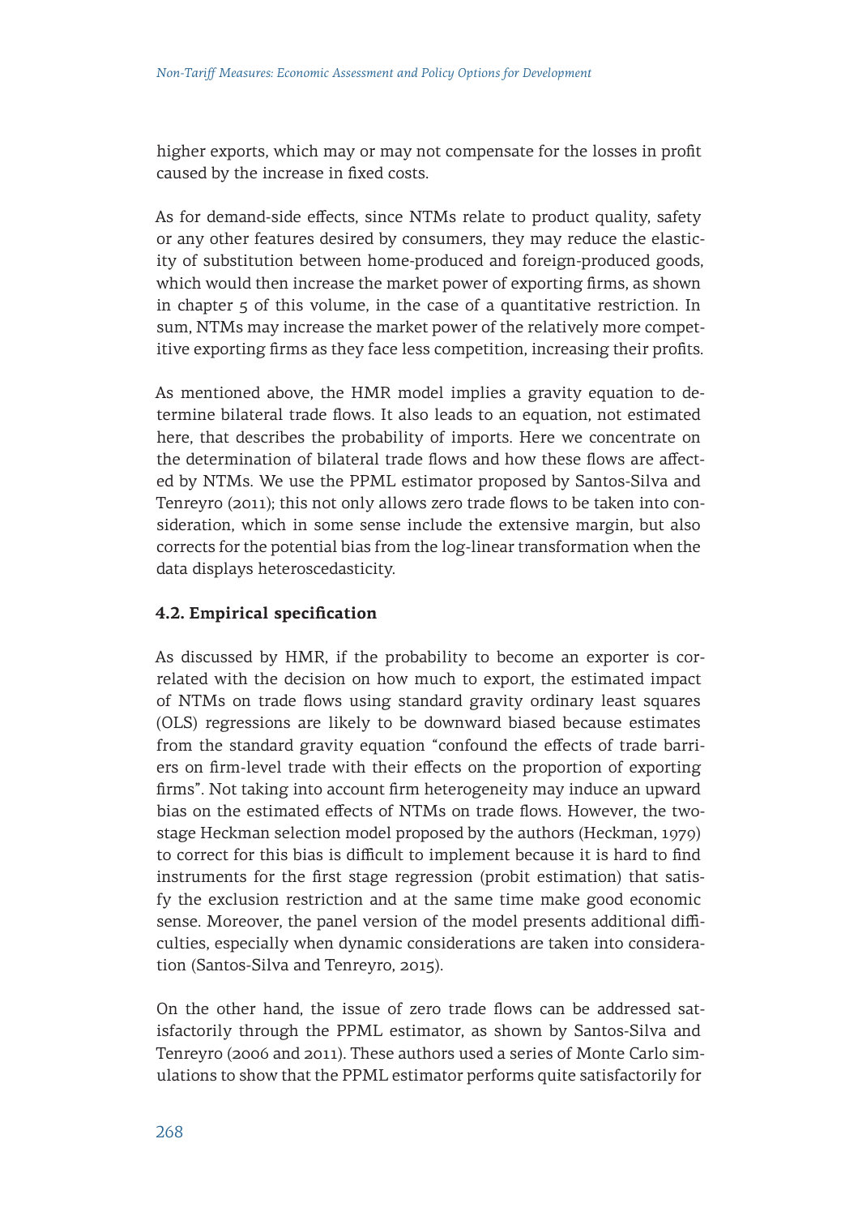higher exports, which may or may not compensate for the losses in profit caused by the increase in fixed costs.

As for demand-side effects, since NTMs relate to product quality, safety or any other features desired by consumers, they may reduce the elasticity of substitution between home-produced and foreign-produced goods, which would then increase the market power of exporting firms, as shown in chapter 5 of this volume, in the case of a quantitative restriction. In sum, NTMs may increase the market power of the relatively more competitive exporting firms as they face less competition, increasing their profits.

As mentioned above, the HMR model implies a gravity equation to determine bilateral trade flows. It also leads to an equation, not estimated here, that describes the probability of imports. Here we concentrate on the determination of bilateral trade flows and how these flows are affected by NTMs. We use the PPML estimator proposed by Santos-Silva and Tenreyro (2011); this not only allows zero trade flows to be taken into consideration, which in some sense include the extensive margin, but also corrects for the potential bias from the log-linear transformation when the data displays heteroscedasticity.

### 4.2. Empirical specification

As discussed by HMR, if the probability to become an exporter is correlated with the decision on how much to export, the estimated impact of NTMs on trade flows using standard gravity ordinary least squares (OLS) regressions are likely to be downward biased because estimates from the standard gravity equation "confound the effects of trade barriers on firm-level trade with their effects on the proportion of exporting firms". Not taking into account firm heterogeneity may induce an upward bias on the estimated effects of NTMs on trade flows. However, the two-stage Heckman selection model proposed by the authors (Heckman, 1979) to correct for this bias is difficult to implement because it is hard to find instruments for the first stage regression (probit estimation) that satisfy the exclusion restriction and at the same time make good economic sense. Moreover, the panel version of the model presents additional difficulties, especially when dynamic considerations are taken into consideration (Santos-Silva and Tenreyro, 2015).

On the other hand, the issue of zero trade flows can be addressed satisfactorily through the PPML estimator, as shown by Santos-Silva and Tenreyro (2006 and 2011). These authors used a series of Monte Carlo simulations to show that the PPML estimator performs quite satisfactorily for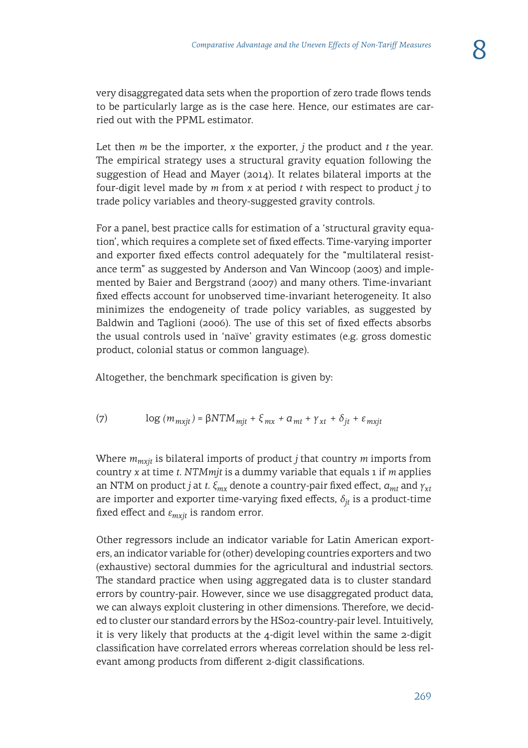very disaggregated data sets when the proportion of zero trade flows tends to be particularly large as is the case here. Hence, our estimates are carried out with the PPML estimator.

Let then $m$ be the importer, $x$ the exporter, $j$ the product and $t$ the year. The empirical strategy uses a structural gravity equation following the suggestion of Head and Mayer (2014). It relates bilateral imports at the four-digit level made by $m$ from $x$ at period $t$ with respect to product $j$ to trade policy variables and theory-suggested gravity controls.

For a panel, best practice calls for estimation of a 'structural gravity equation', which requires a complete set of fixed effects. Time-varying importer and exporter fixed effects control adequately for the "multilateral resistance term" as suggested by Anderson and Van Wincoop (2003) and implemented by Baier and Bergstrand (2007) and many others. Time-invariant fixed effects account for unobserved time-invariant heterogeneity. It also minimizes the endogeneity of trade policy variables, as suggested by Baldwin and Taglioni (2006). The use of this set of fixed effects absorbs the usual controls used in 'naïve' gravity estimates (e.g. gross domestic product, colonial status or common language).

Altogether, the benchmark specification is given by:

$$\log(m_{mxjt}) = \beta NTM_{mjt} + \xi_{mx} + \alpha_{mt} + \gamma_{xt} + \delta_{jt} + \varepsilon_{mxjt} \tag{7}$$

Where $m_{mxjt}$ is bilateral imports of product $j$ that country $m$ imports from country $x$ at time $t$. $NTMmjt$ is a dummy variable that equals 1 if $m$ applies an NTM on product $j$ at $t$. $\xi_{mx}$ denote a country-pair fixed effect, $\alpha_{mt}$ and $\gamma_{xt}$ are importer and exporter time-varying fixed effects, $\delta_{jt}$ is a product-time fixed effect and $\varepsilon_{mxjt}$ is random error.

Other regressors include an indicator variable for Latin American exporters, an indicator variable for (other) developing countries exporters and two (exhaustive) sectoral dummies for the agricultural and industrial sectors. The standard practice when using aggregated data is to cluster standard errors by country-pair. However, since we use disaggregated product data, we can always exploit clustering in other dimensions. Therefore, we decided to cluster our standard errors by the HS02-country-pair level. Intuitively, it is very likely that products at the 4-digit level within the same 2-digit classification have correlated errors whereas correlation should be less relevant among products from different 2-digit classifications.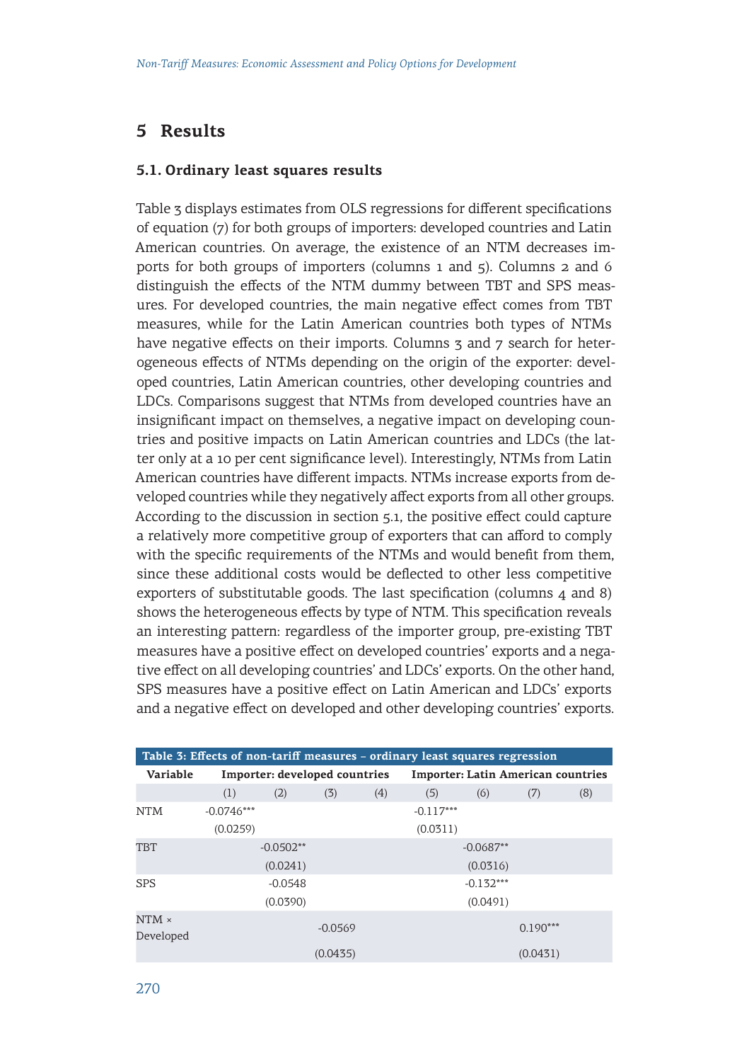## 5 Results

### 5.1. Ordinary least squares results

Table 3 displays estimates from OLS regressions for different specifications of equation (7) for both groups of importers: developed countries and Latin American countries. On average, the existence of an NTM decreases imports for both groups of importers (columns 1 and 5). Columns 2 and 6 distinguish the effects of the NTM dummy between TBT and SPS measures. For developed countries, the main negative effect comes from TBT measures, while for the Latin American countries both types of NTMs have negative effects on their imports. Columns 3 and 7 search for heterogeneous effects of NTMs depending on the origin of the exporter: developed countries, Latin American countries, other developing countries and LDCs. Comparisons suggest that NTMs from developed countries have an insignificant impact on themselves, a negative impact on developing countries and positive impacts on Latin American countries and LDCs (the latter only at a 10 per cent significance level). Interestingly, NTMs from Latin American countries have different impacts. NTMs increase exports from developed countries while they negatively affect exports from all other groups. According to the discussion in section 5.1, the positive effect could capture a relatively more competitive group of exporters that can afford to comply with the specific requirements of the NTMs and would benefit from them, since these additional costs would be deflected to other less competitive exporters of substitutable goods. The last specification (columns 4 and 8) shows the heterogeneous effects by type of NTM. This specification reveals an interesting pattern: regardless of the importer group, pre-existing TBT measures have a positive effect on developed countries' exports and a negative effect on all developing countries' and LDCs' exports. On the other hand, SPS measures have a positive effect on Latin American and LDCs' exports and a negative effect on developed and other developing countries' exports.

**Table 3: Effects of non-tariff measures – ordinary least squares regression**

| Variable | Importer: developed countries | | | | Importer: Latin American countries | | | |
|---|---|---|---|---|---|---|---|---|
| | (1) | (2) | (3) | (4) | (5) | (6) | (7) | (8) |
| NTM | -0.0746*** | | | | -0.117*** | | | |
| | (0.0259) | | | | (0.0311) | | | |
| TBT | | -0.0502** | | | | -0.0687** | | |
| | | (0.0241) | | | | (0.0316) | | |
| SPS | | -0.0548 | | | | -0.132*** | | |
| | | (0.0390) | | | | (0.0491) | | |
| NTM × Developed | | | -0.0569 | | | | 0.190*** | |
| | | | (0.0435) | | | | (0.0431) | |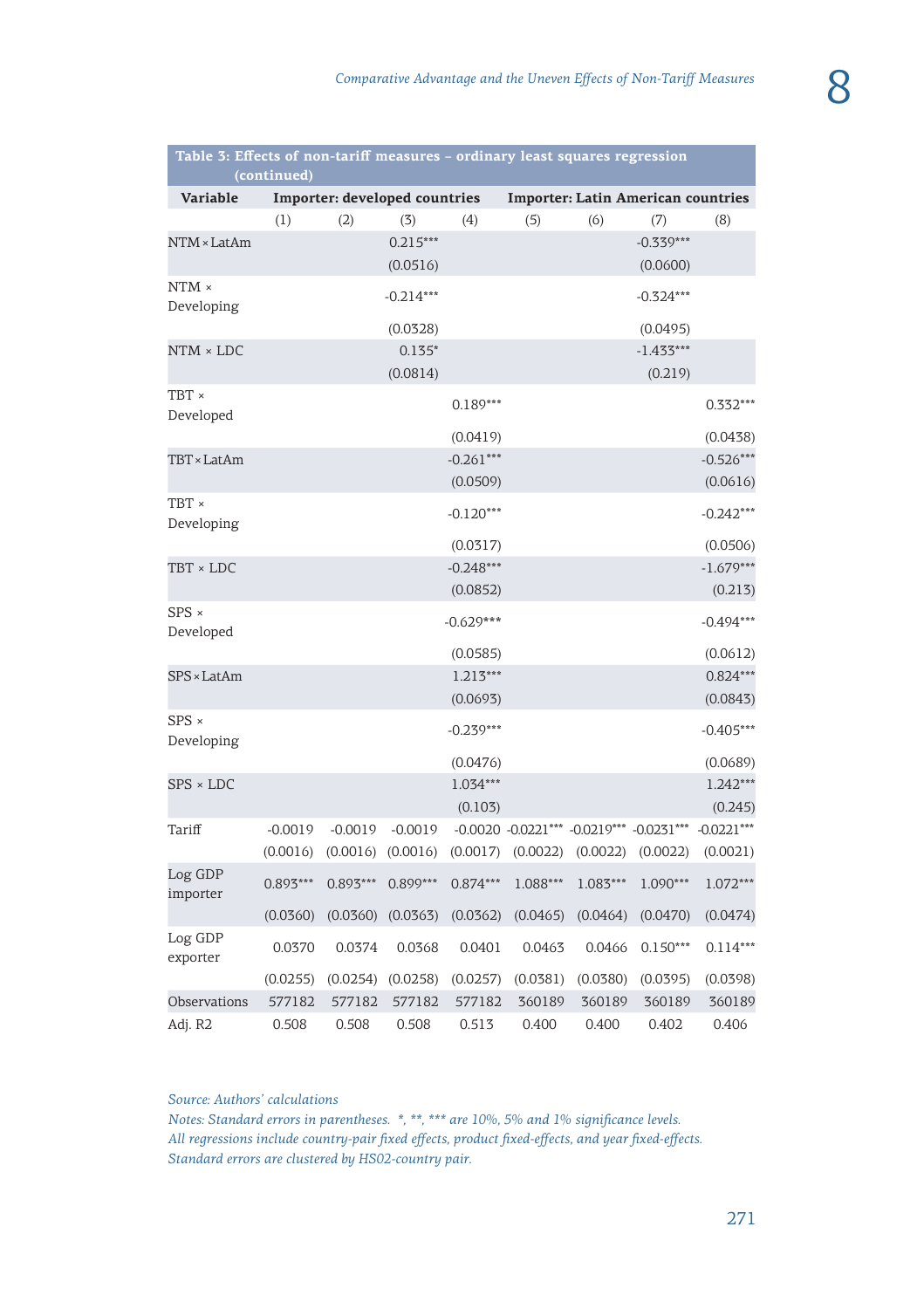| Table 3: Effects of non-tariff measures – ordinary least squares regression (continued) | | | | | | | | |
|---|---|---|---|---|---|---|---|---|
| Variable | Importer: developed countries | | | | Importer: Latin American countries | | | |
| | (1) | (2) | (3) | (4) | (5) | (6) | (7) | (8) |
| NTM × LatAm | | | 0.215*** | | | | -0.339*** | |
| | | | (0.0516) | | | | (0.0600) | |
| NTM × Developing | | | -0.214*** | | | | -0.324*** | |
| | | | (0.0328) | | | | (0.0495) | |
| NTM × LDC | | | 0.135* | | | | -1.433*** | |
| | | | (0.0814) | | | | (0.219) | |
| TBT × Developed | | | | 0.189*** | | | | 0.332*** |
| | | | | (0.0419) | | | | (0.0438) |
| TBT × LatAm | | | | -0.261*** | | | | -0.526*** |
| | | | | (0.0509) | | | | (0.0616) |
| TBT × Developing | | | | -0.120*** | | | | -0.242*** |
| | | | | (0.0317) | | | | (0.0506) |
| TBT × LDC | | | | -0.248*** | | | | -1.679*** |
| | | | | (0.0852) | | | | (0.213) |
| SPS × Developed | | | | -0.629*** | | | | -0.494*** |
| | | | | (0.0585) | | | | (0.0612) |
| SPS × LatAm | | | | 1.213*** | | | | 0.824*** |
| | | | | (0.0693) | | | | (0.0843) |
| SPS × Developing | | | | -0.239*** | | | | -0.405*** |
| | | | | (0.0476) | | | | (0.0689) |
| SPS × LDC | | | | 1.034*** | | | | 1.242*** |
| | | | | (0.103) | | | | (0.245) |
| Tariff | -0.0019 | -0.0019 | -0.0019 | -0.0020 | -0.0221*** | -0.0219*** | -0.0231*** | -0.0221*** |
| | (0.0016) | (0.0016) | (0.0016) | (0.0017) | (0.0022) | (0.0022) | (0.0022) | (0.0021) |
| Log GDP importer | 0.893*** | 0.893*** | 0.899*** | 0.874*** | 1.088*** | 1.083*** | 1.090*** | 1.072*** |
| | (0.0360) | (0.0360) | (0.0363) | (0.0362) | (0.0465) | (0.0464) | (0.0470) | (0.0474) |
| Log GDP exporter | 0.0370 | 0.0374 | 0.0368 | 0.0401 | 0.0463 | 0.0466 | 0.150*** | 0.114*** |
| | (0.0255) | (0.0254) | (0.0258) | (0.0257) | (0.0381) | (0.0380) | (0.0395) | (0.0398) |
| Observations | 577182 | 577182 | 577182 | 577182 | 360189 | 360189 | 360189 | 360189 |
| Adj. R2 | 0.508 | 0.508 | 0.508 | 0.513 | 0.400 | 0.400 | 0.402 | 0.406 |

*Source: Authors' calculations*

*Notes: Standard errors in parentheses. *, **, *** are 10%, 5% and 1% significance levels.*
*All regressions include country-pair fixed effects, product fixed-effects, and year fixed-effects.*
*Standard errors are clustered by HS02-country pair.*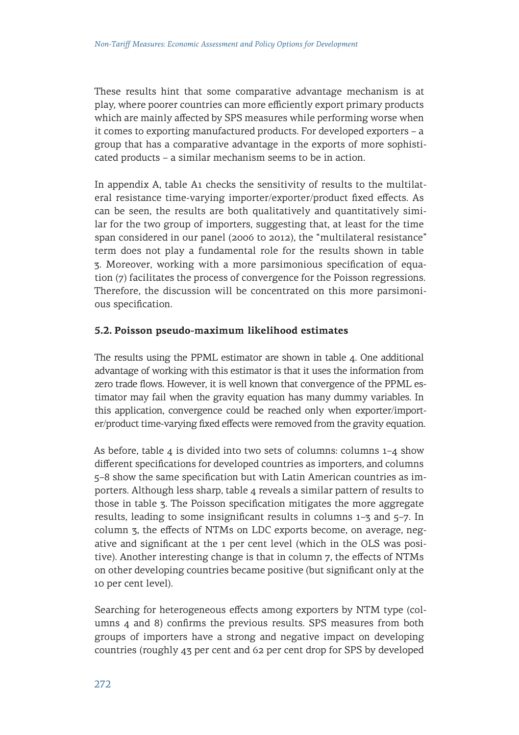These results hint that some comparative advantage mechanism is at play, where poorer countries can more efficiently export primary products which are mainly affected by SPS measures while performing worse when it comes to exporting manufactured products. For developed exporters – a group that has a comparative advantage in the exports of more sophisticated products – a similar mechanism seems to be in action.

In appendix A, table A1 checks the sensitivity of results to the multilateral resistance time-varying importer/exporter/product fixed effects. As can be seen, the results are both qualitatively and quantitatively similar for the two group of importers, suggesting that, at least for the time span considered in our panel (2006 to 2012), the "multilateral resistance" term does not play a fundamental role for the results shown in table 3. Moreover, working with a more parsimonious specification of equation (7) facilitates the process of convergence for the Poisson regressions. Therefore, the discussion will be concentrated on this more parsimonious specification.

### 5.2. Poisson pseudo-maximum likelihood estimates

The results using the PPML estimator are shown in table 4. One additional advantage of working with this estimator is that it uses the information from zero trade flows. However, it is well known that convergence of the PPML estimator may fail when the gravity equation has many dummy variables. In this application, convergence could be reached only when exporter/importer/product time-varying fixed effects were removed from the gravity equation.

As before, table 4 is divided into two sets of columns: columns 1–4 show different specifications for developed countries as importers, and columns 5–8 show the same specification but with Latin American countries as importers. Although less sharp, table 4 reveals a similar pattern of results to those in table 3. The Poisson specification mitigates the more aggregate results, leading to some insignificant results in columns 1–3 and 5–7. In column 3, the effects of NTMs on LDC exports become, on average, negative and significant at the 1 per cent level (which in the OLS was positive). Another interesting change is that in column 7, the effects of NTMs on other developing countries became positive (but significant only at the 10 per cent level).

Searching for heterogeneous effects among exporters by NTM type (columns 4 and 8) confirms the previous results. SPS measures from both groups of importers have a strong and negative impact on developing countries (roughly 43 per cent and 62 per cent drop for SPS by developed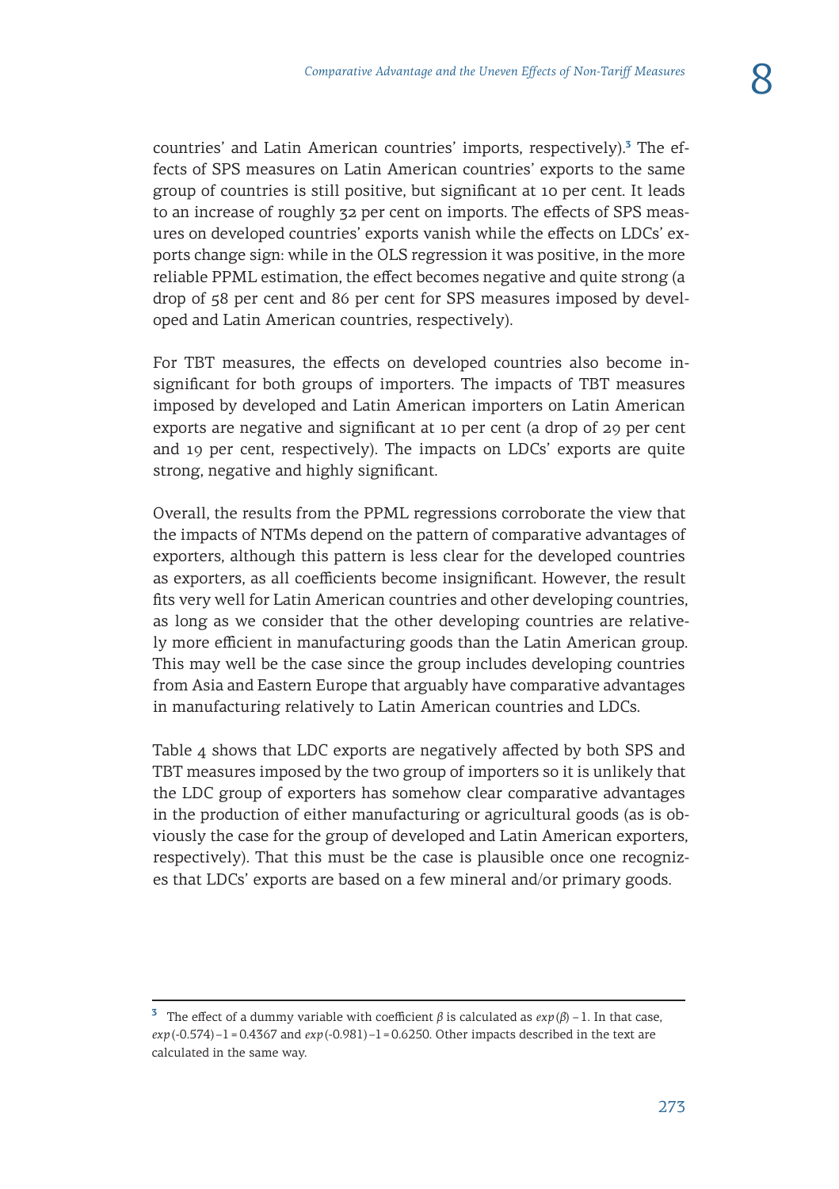countries' and Latin American countries' imports, respectively).[3] The effects of SPS measures on Latin American countries' exports to the same group of countries is still positive, but significant at 10 per cent. It leads to an increase of roughly 32 per cent on imports. The effects of SPS measures on developed countries' exports vanish while the effects on LDCs' exports change sign: while in the OLS regression it was positive, in the more reliable PPML estimation, the effect becomes negative and quite strong (a drop of 58 per cent and 86 per cent for SPS measures imposed by developed and Latin American countries, respectively).

For TBT measures, the effects on developed countries also become insignificant for both groups of importers. The impacts of TBT measures imposed by developed and Latin American importers on Latin American exports are negative and significant at 10 per cent (a drop of 29 per cent and 19 per cent, respectively). The impacts on LDCs' exports are quite strong, negative and highly significant.

Overall, the results from the PPML regressions corroborate the view that the impacts of NTMs depend on the pattern of comparative advantages of exporters, although this pattern is less clear for the developed countries as exporters, as all coefficients become insignificant. However, the result fits very well for Latin American countries and other developing countries, as long as we consider that the other developing countries are relatively more efficient in manufacturing goods than the Latin American group. This may well be the case since the group includes developing countries from Asia and Eastern Europe that arguably have comparative advantages in manufacturing relatively to Latin American countries and LDCs.

Table 4 shows that LDC exports are negatively affected by both SPS and TBT measures imposed by the two group of importers so it is unlikely that the LDC group of exporters has somehow clear comparative advantages in the production of either manufacturing or agricultural goods (as is obviously the case for the group of developed and Latin American exporters, respectively). That this must be the case is plausible once one recognizes that LDCs' exports are based on a few mineral and/or primary goods.

---

[3] The effect of a dummy variable with coefficient $\beta$ is calculated as $exp(\beta) - 1$. In that case, $exp(-0.574) - 1 = 0.4367$ and $exp(-0.981) - 1 = 0.6250$. Other impacts described in the text are calculated in the same way.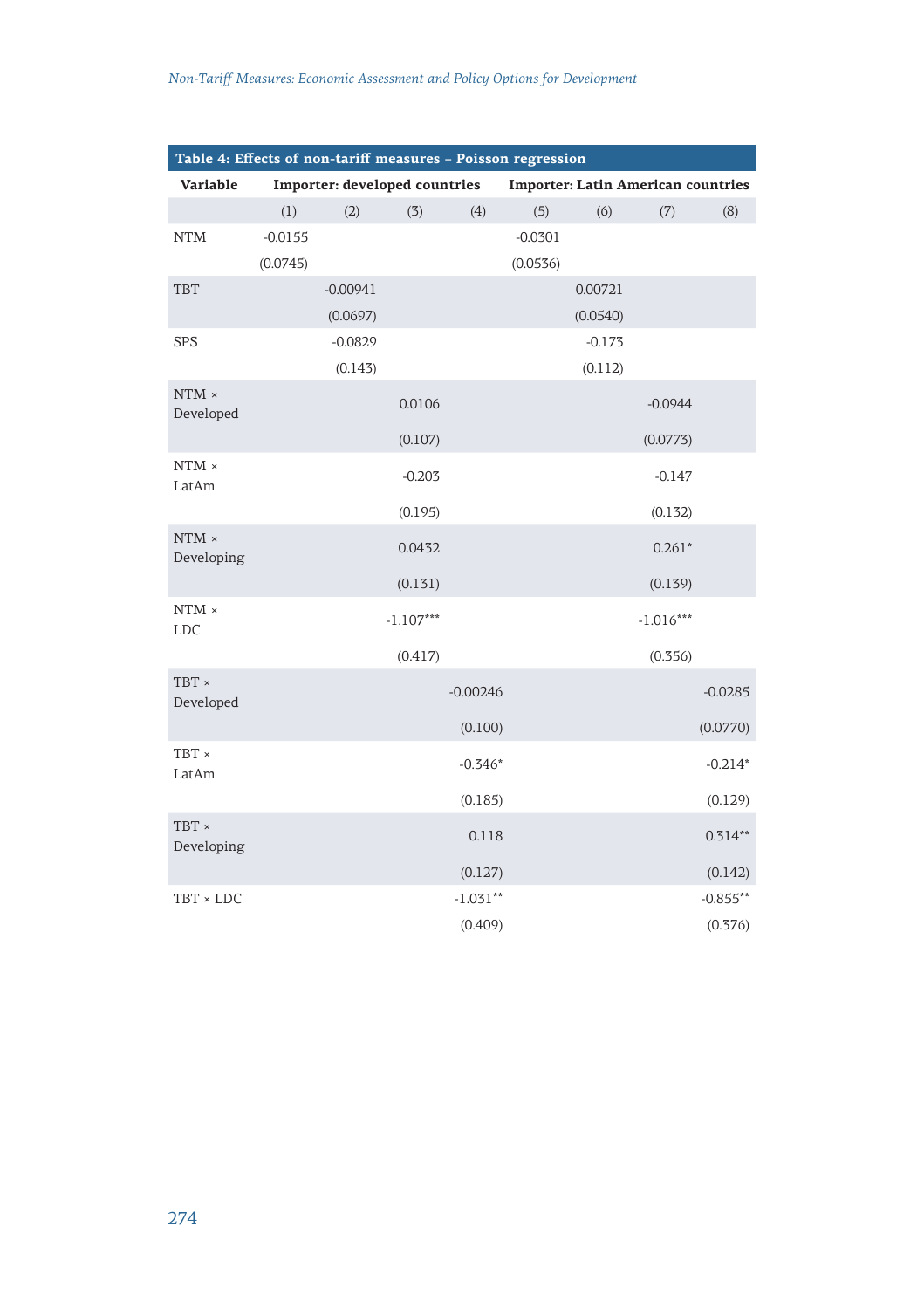**Table 4: Effects of non-tariff measures – Poisson regression**

| Variable | Importer: developed countries | | | | Importer: Latin American countries | | | |
|---|---|---|---|---|---|---|---|---|
| | (1) | (2) | (3) | (4) | (5) | (6) | (7) | (8) |
| NTM | -0.0155 | | | | -0.0301 | | | |
| | (0.0745) | | | | (0.0536) | | | |
| TBT | | -0.00941 | | | | 0.00721 | | |
| | | (0.0697) | | | | (0.0540) | | |
| SPS | | -0.0829 | | | | -0.173 | | |
| | | (0.143) | | | | (0.112) | | |
| NTM × Developed | | | 0.0106 | | | | -0.0944 | |
| | | | (0.107) | | | | (0.0773) | |
| NTM × LatAm | | | -0.203 | | | | -0.147 | |
| | | | (0.195) | | | | (0.132) | |
| NTM × Developing | | | 0.0432 | | | | 0.261* | |
| | | | (0.131) | | | | (0.139) | |
| NTM × LDC | | | -1.107*** | | | | -1.016*** | |
| | | | (0.417) | | | | (0.356) | |
| TBT × Developed | | | | -0.00246 | | | | -0.0285 |
| | | | | (0.100) | | | | (0.0770) |
| TBT × LatAm | | | | -0.346* | | | | -0.214* |
| | | | | (0.185) | | | | (0.129) |
| TBT × Developing | | | | 0.118 | | | | 0.314** |
| | | | | (0.127) | | | | (0.142) |
| TBT × LDC | | | | -1.031** | | | | -0.855** |
| | | | | (0.409) | | | | (0.376) |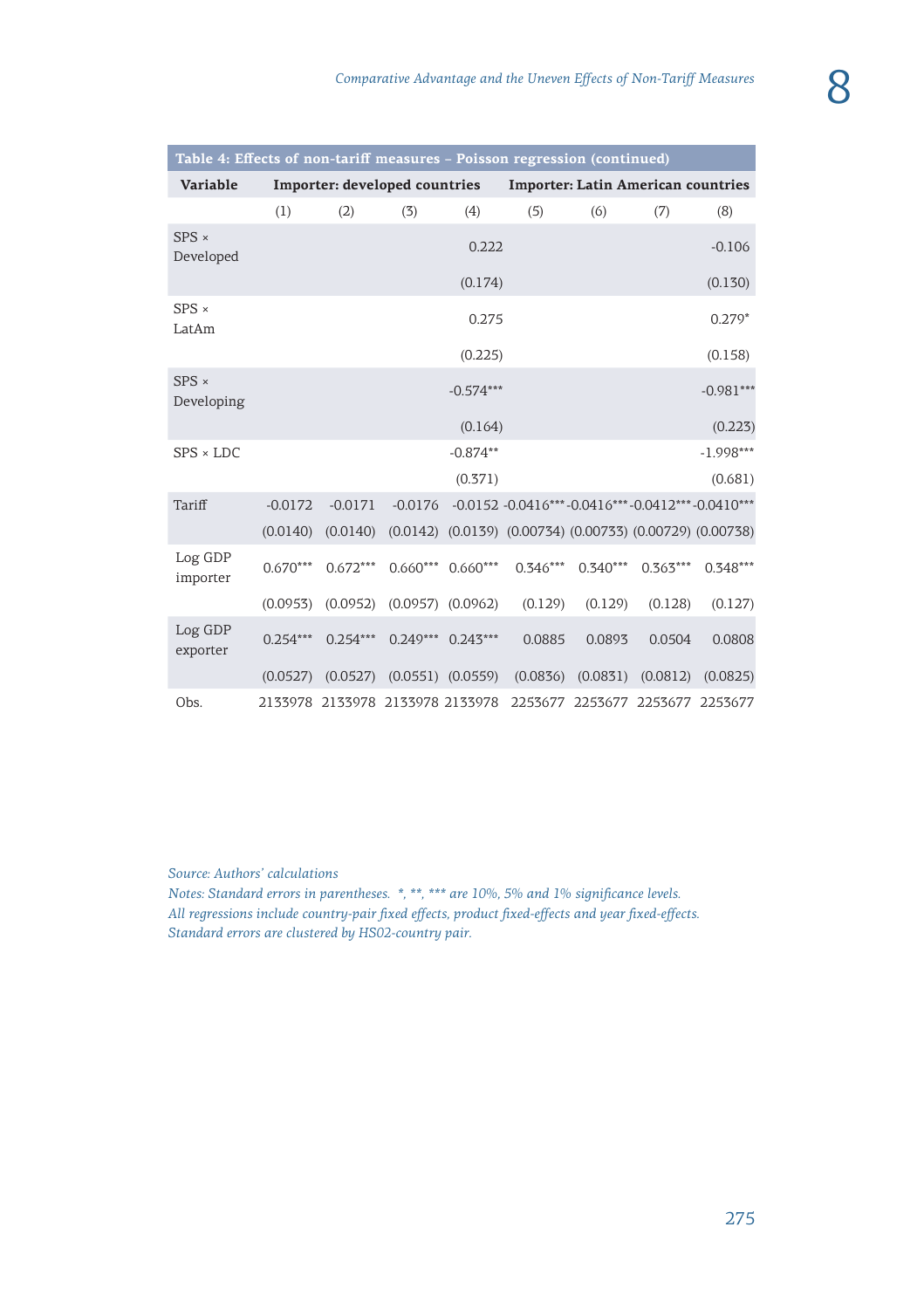**Table 4: Effects of non-tariff measures – Poisson regression (continued)**

| Variable | Importer: developed countries | | | | Importer: Latin American countries | | | |
|---|---|---|---|---|---|---|---|---|
| | (1) | (2) | (3) | (4) | (5) | (6) | (7) | (8) |
| SPS × Developed | | | | 0.222 | | | | -0.106 |
| | | | | (0.174) | | | | (0.130) |
| SPS × LatAm | | | | 0.275 | | | | 0.279* |
| | | | | (0.225) | | | | (0.158) |
| SPS × Developing | | | | -0.574*** | | | | -0.981*** |
| | | | | (0.164) | | | | (0.223) |
| SPS × LDC | | | | -0.874** | | | | -1.998*** |
| | | | | (0.371) | | | | (0.681) |
| Tariff | -0.0172 | -0.0171 | -0.0176 | -0.0152 | -0.0416*** | -0.0416*** | -0.0412*** | -0.0410*** |
| | (0.0140) | (0.0140) | (0.0142) | (0.0139) | (0.00734) | (0.00733) | (0.00729) | (0.00738) |
| Log GDP importer | 0.670*** | 0.672*** | 0.660*** | 0.660*** | 0.346*** | 0.340*** | 0.363*** | 0.348*** |
| | (0.0953) | (0.0952) | (0.0957) | (0.0962) | (0.129) | (0.129) | (0.128) | (0.127) |
| Log GDP exporter | 0.254*** | 0.254*** | 0.249*** | 0.243*** | 0.0885 | 0.0893 | 0.0504 | 0.0808 |
| | (0.0527) | (0.0527) | (0.0551) | (0.0559) | (0.0836) | (0.0831) | (0.0812) | (0.0825) |
| Obs. | 2133978 | 2133978 | 2133978 | 2133978 | 2253677 | 2253677 | 2253677 | 2253677 |

*Source: Authors' calculations*

*Notes: Standard errors in parentheses. *, **, *** are 10%, 5% and 1% significance levels.*
*All regressions include country-pair fixed effects, product fixed-effects and year fixed-effects.*
*Standard errors are clustered by HS02-country pair.*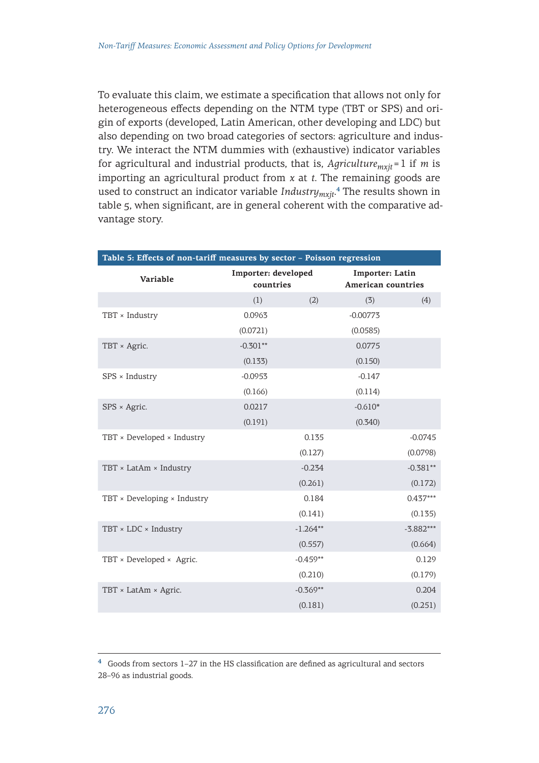To evaluate this claim, we estimate a specification that allows not only for heterogeneous effects depending on the NTM type (TBT or SPS) and origin of exports (developed, Latin American, other developing and LDC) but also depending on two broad categories of sectors: agriculture and industry. We interact the NTM dummies with (exhaustive) indicator variables for agricultural and industrial products, that is, $Agriculture_{mxjt} = 1$ if $m$ is importing an agricultural product from $x$ at $t$. The remaining goods are used to construct an indicator variable $Industry_{mxjt}$.[4] The results shown in table 5, when significant, are in general coherent with the comparative advantage story.

**Table 5: Effects of non-tariff measures by sector – Poisson regression**

| Variable | Importer: developed countries | | Importer: Latin American countries | |
|---|---|---|---|---|
| | (1) | (2) | (3) | (4) |
| TBT × Industry | 0.0963 | | -0.00773 | |
| | (0.0721) | | (0.0585) | |
| TBT × Agric. | -0.301** | | 0.0775 | |
| | (0.133) | | (0.150) | |
| SPS × Industry | -0.0953 | | -0.147 | |
| | (0.166) | | (0.114) | |
| SPS × Agric. | 0.0217 | | -0.610* | |
| | (0.191) | | (0.340) | |
| TBT × Developed × Industry | | 0.135 | | -0.0745 |
| | | (0.127) | | (0.0798) |
| TBT × LatAm × Industry | | -0.234 | | -0.381** |
| | | (0.261) | | (0.172) |
| TBT × Developing × Industry | | 0.184 | | 0.437*** |
| | | (0.141) | | (0.135) |
| TBT × LDC × Industry | | -1.264** | | -3.882*** |
| | | (0.557) | | (0.664) |
| TBT × Developed × Agric. | | -0.459** | | 0.129 |
| | | (0.210) | | (0.179) |
| TBT × LatAm × Agric. | | -0.369** | | 0.204 |
| | | (0.181) | | (0.251) |

[4] Goods from sectors 1–27 in the HS classification are defined as agricultural and sectors 28–96 as industrial goods.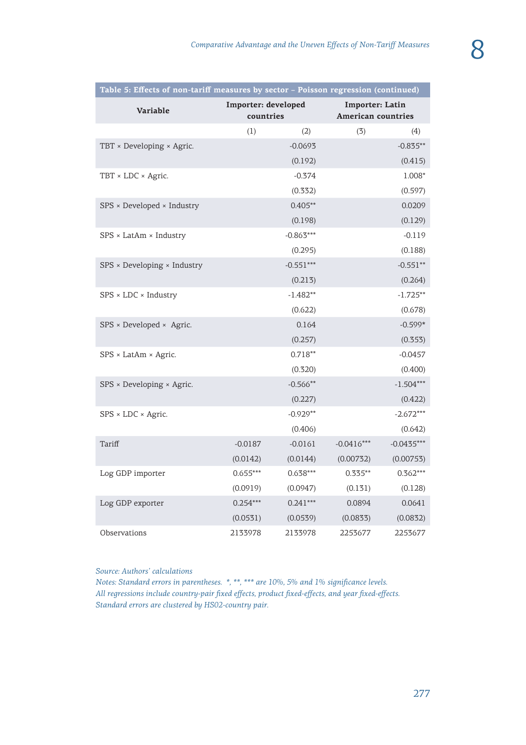**Table 5: Effects of non-tariff measures by sector – Poisson regression (continued)**

| Variable | Importer: developed countries | | Importer: Latin American countries | |
|---|---|---|---|---|
| | (1) | (2) | (3) | (4) |
| TBT × Developing × Agric. | | -0.0693 | | -0.835** |
| | | (0.192) | | (0.415) |
| TBT × LDC × Agric. | | -0.374 | | 1.008* |
| | | (0.332) | | (0.597) |
| SPS × Developed × Industry | | 0.405** | | 0.0209 |
| | | (0.198) | | (0.129) |
| SPS × LatAm × Industry | | -0.863*** | | -0.119 |
| | | (0.295) | | (0.188) |
| SPS × Developing × Industry | | -0.551*** | | -0.551** |
| | | (0.213) | | (0.264) |
| SPS × LDC × Industry | | -1.482** | | -1.725** |
| | | (0.622) | | (0.678) |
| SPS × Developed × Agric. | | 0.164 | | -0.599* |
| | | (0.257) | | (0.353) |
| SPS × LatAm × Agric. | | 0.718** | | -0.0457 |
| | | (0.320) | | (0.400) |
| SPS × Developing × Agric. | | -0.566** | | -1.504*** |
| | | (0.227) | | (0.422) |
| SPS × LDC × Agric. | | -0.929** | | -2.672*** |
| | | (0.406) | | (0.642) |
| Tariff | -0.0187 | -0.0161 | -0.0416*** | -0.0435*** |
| | (0.0142) | (0.0144) | (0.00732) | (0.00753) |
| Log GDP importer | 0.655*** | 0.638*** | 0.335** | 0.362*** |
| | (0.0919) | (0.0947) | (0.131) | (0.128) |
| Log GDP exporter | 0.254*** | 0.241*** | 0.0894 | 0.0641 |
| | (0.0531) | (0.0539) | (0.0833) | (0.0832) |
| Observations | 2133978 | 2133978 | 2253677 | 2253677 |

*Source: Authors' calculations*
*Notes: Standard errors in parentheses. *, **, *** are 10%, 5% and 1% significance levels.*
*All regressions include country-pair fixed effects, product fixed-effects, and year fixed-effects.*
*Standard errors are clustered by HS02-country pair.*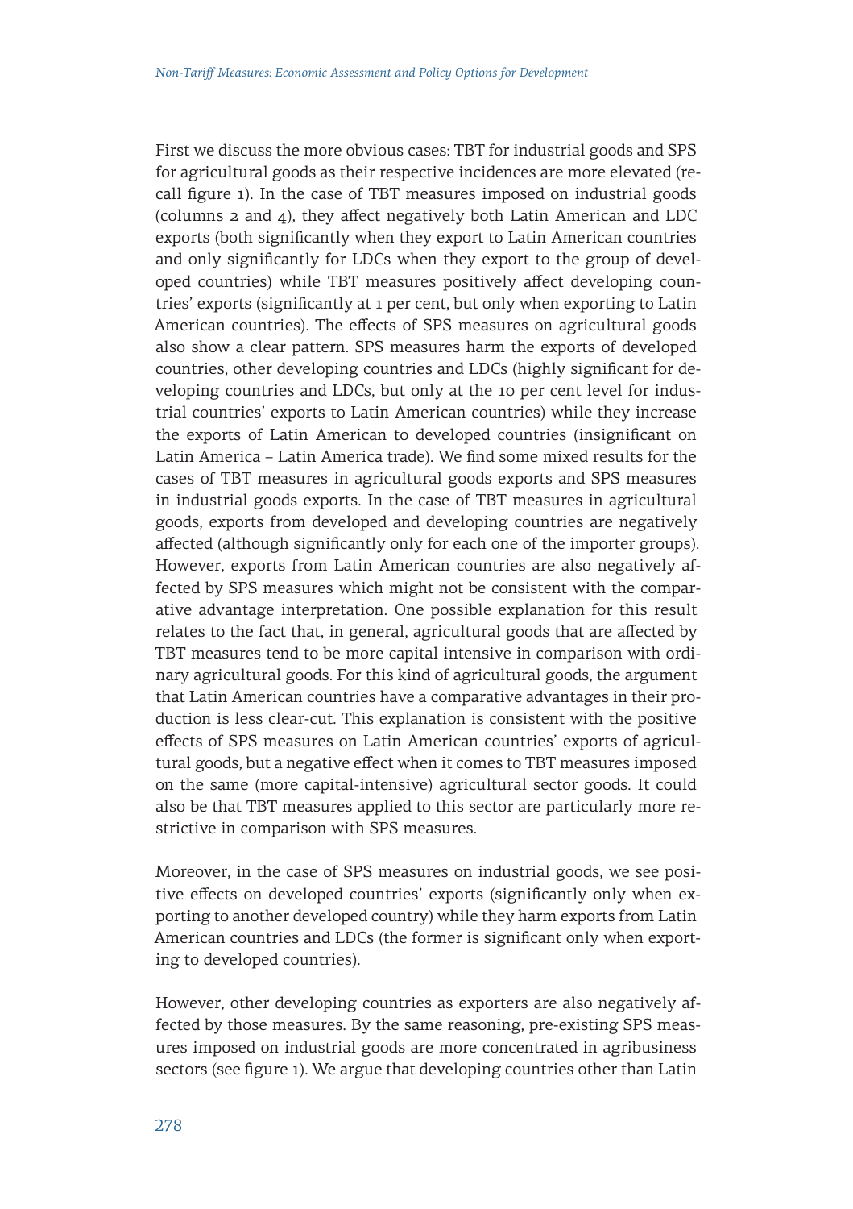First we discuss the more obvious cases: TBT for industrial goods and SPS for agricultural goods as their respective incidences are more elevated (recall figure 1). In the case of TBT measures imposed on industrial goods (columns 2 and 4), they affect negatively both Latin American and LDC exports (both significantly when they export to Latin American countries and only significantly for LDCs when they export to the group of developed countries) while TBT measures positively affect developing countries' exports (significantly at 1 per cent, but only when exporting to Latin American countries). The effects of SPS measures on agricultural goods also show a clear pattern. SPS measures harm the exports of developed countries, other developing countries and LDCs (highly significant for developing countries and LDCs, but only at the 10 per cent level for industrial countries' exports to Latin American countries) while they increase the exports of Latin American to developed countries (insignificant on Latin America – Latin America trade). We find some mixed results for the cases of TBT measures in agricultural goods exports and SPS measures in industrial goods exports. In the case of TBT measures in agricultural goods, exports from developed and developing countries are negatively affected (although significantly only for each one of the importer groups). However, exports from Latin American countries are also negatively affected by SPS measures which might not be consistent with the comparative advantage interpretation. One possible explanation for this result relates to the fact that, in general, agricultural goods that are affected by TBT measures tend to be more capital intensive in comparison with ordinary agricultural goods. For this kind of agricultural goods, the argument that Latin American countries have a comparative advantages in their production is less clear-cut. This explanation is consistent with the positive effects of SPS measures on Latin American countries' exports of agricultural goods, but a negative effect when it comes to TBT measures imposed on the same (more capital-intensive) agricultural sector goods. It could also be that TBT measures applied to this sector are particularly more restrictive in comparison with SPS measures.

Moreover, in the case of SPS measures on industrial goods, we see positive effects on developed countries' exports (significantly only when exporting to another developed country) while they harm exports from Latin American countries and LDCs (the former is significant only when exporting to developed countries).

However, other developing countries as exporters are also negatively affected by those measures. By the same reasoning, pre-existing SPS measures imposed on industrial goods are more concentrated in agribusiness sectors (see figure 1). We argue that developing countries other than Latin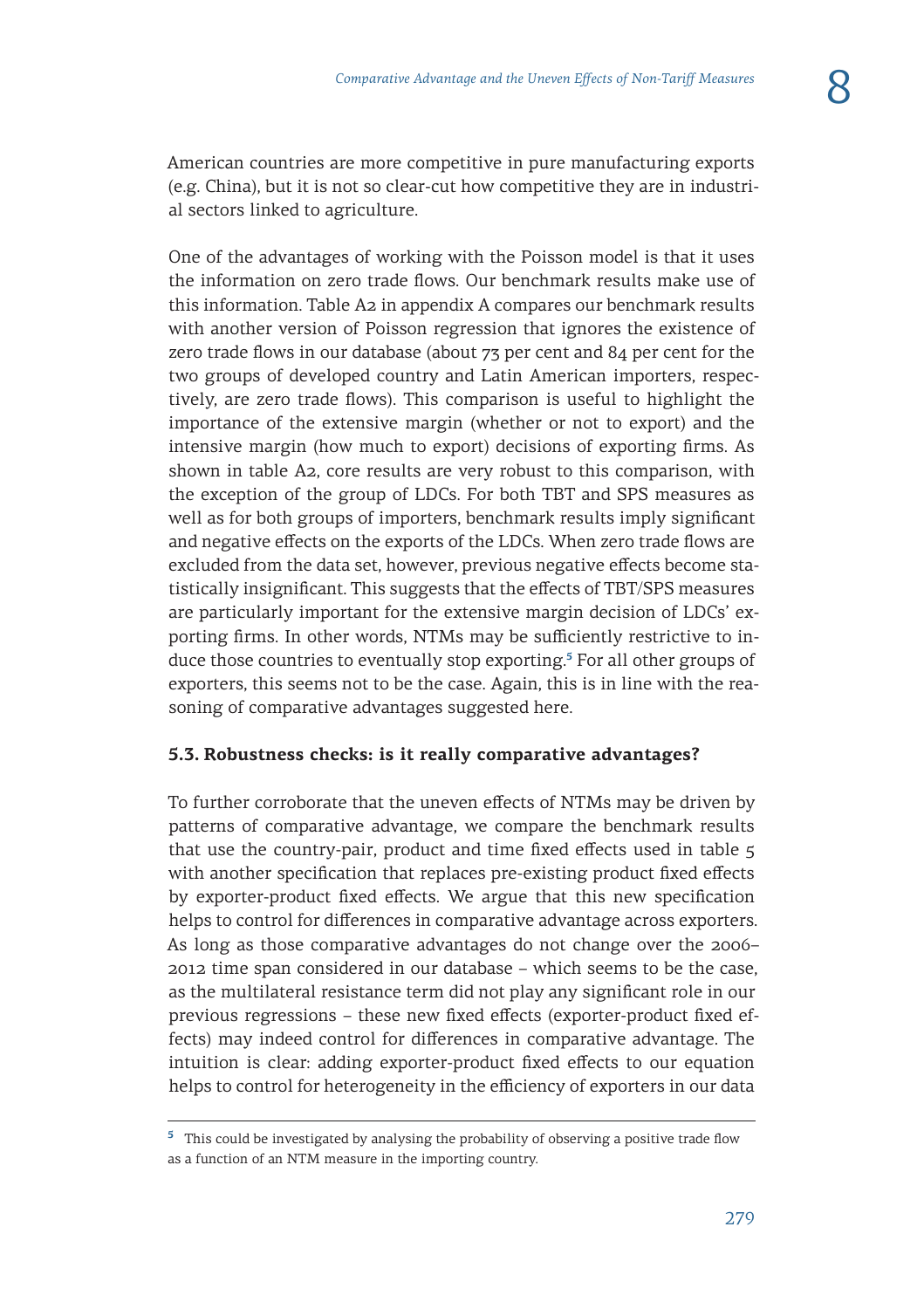American countries are more competitive in pure manufacturing exports (e.g. China), but it is not so clear-cut how competitive they are in industrial sectors linked to agriculture.

One of the advantages of working with the Poisson model is that it uses the information on zero trade flows. Our benchmark results make use of this information. Table A2 in appendix A compares our benchmark results with another version of Poisson regression that ignores the existence of zero trade flows in our database (about 73 per cent and 84 per cent for the two groups of developed country and Latin American importers, respectively, are zero trade flows). This comparison is useful to highlight the importance of the extensive margin (whether or not to export) and the intensive margin (how much to export) decisions of exporting firms. As shown in table A2, core results are very robust to this comparison, with the exception of the group of LDCs. For both TBT and SPS measures as well as for both groups of importers, benchmark results imply significant and negative effects on the exports of the LDCs. When zero trade flows are excluded from the data set, however, previous negative effects become statistically insignificant. This suggests that the effects of TBT/SPS measures are particularly important for the extensive margin decision of LDCs' exporting firms. In other words, NTMs may be sufficiently restrictive to induce those countries to eventually stop exporting.[5] For all other groups of exporters, this seems not to be the case. Again, this is in line with the reasoning of comparative advantages suggested here.

### 5.3. Robustness checks: is it really comparative advantages?

To further corroborate that the uneven effects of NTMs may be driven by patterns of comparative advantage, we compare the benchmark results that use the country-pair, product and time fixed effects used in table 5 with another specification that replaces pre-existing product fixed effects by exporter-product fixed effects. We argue that this new specification helps to control for differences in comparative advantage across exporters. As long as those comparative advantages do not change over the 2006–2012 time span considered in our database – which seems to be the case, as the multilateral resistance term did not play any significant role in our previous regressions – these new fixed effects (exporter-product fixed effects) may indeed control for differences in comparative advantage. The intuition is clear: adding exporter-product fixed effects to our equation helps to control for heterogeneity in the efficiency of exporters in our data

---

[5] This could be investigated by analysing the probability of observing a positive trade flow as a function of an NTM measure in the importing country.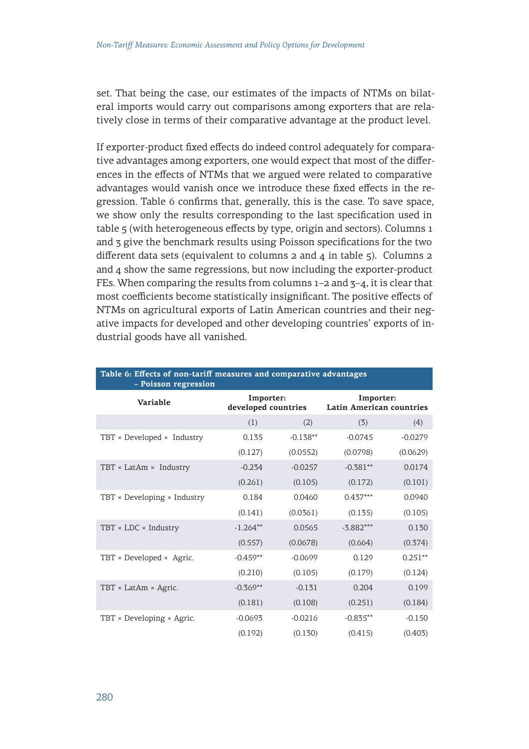set. That being the case, our estimates of the impacts of NTMs on bilateral imports would carry out comparisons among exporters that are relatively close in terms of their comparative advantage at the product level.

If exporter-product fixed effects do indeed control adequately for comparative advantages among exporters, one would expect that most of the differences in the effects of NTMs that we argued were related to comparative advantages would vanish once we introduce these fixed effects in the regression. Table 6 confirms that, generally, this is the case. To save space, we show only the results corresponding to the last specification used in table 5 (with heterogeneous effects by type, origin and sectors). Columns 1 and 3 give the benchmark results using Poisson specifications for the two different data sets (equivalent to columns 2 and 4 in table 5). Columns 2 and 4 show the same regressions, but now including the exporter-product FEs. When comparing the results from columns 1–2 and 3–4, it is clear that most coefficients become statistically insignificant. The positive effects of NTMs on agricultural exports of Latin American countries and their negative impacts for developed and other developing countries' exports of industrial goods have all vanished.

**Table 6: Effects of non-tariff measures and comparative advantages – Poisson regression**

| Variable | Importer: developed countries | | Importer: Latin American countries | |
|---|---|---|---|---|
| | (1) | (2) | (3) | (4) |
| TBT × Developed × Industry | 0.135 | -0.138** | -0.0745 | -0.0279 |
| | (0.127) | (0.0552) | (0.0798) | (0.0629) |
| TBT × LatAm × Industry | -0.234 | -0.0257 | -0.381** | 0.0174 |
| | (0.261) | (0.105) | (0.172) | (0.101) |
| TBT × Developing × Industry | 0.184 | 0.0460 | 0.437*** | 0.0940 |
| | (0.141) | (0.0361) | (0.135) | (0.105) |
| TBT × LDC × Industry | -1.264** | 0.0565 | -3.882*** | 0.130 |
| | (0.557) | (0.0678) | (0.664) | (0.374) |
| TBT × Developed × Agric. | -0.459** | -0.0699 | 0.129 | 0.251** |
| | (0.210) | (0.105) | (0.179) | (0.124) |
| TBT × LatAm × Agric. | -0.369** | -0.131 | 0.204 | 0.199 |
| | (0.181) | (0.108) | (0.251) | (0.184) |
| TBT × Developing × Agric. | -0.0693 | -0.0216 | -0.835** | -0.150 |
| | (0.192) | (0.130) | (0.415) | (0.403) |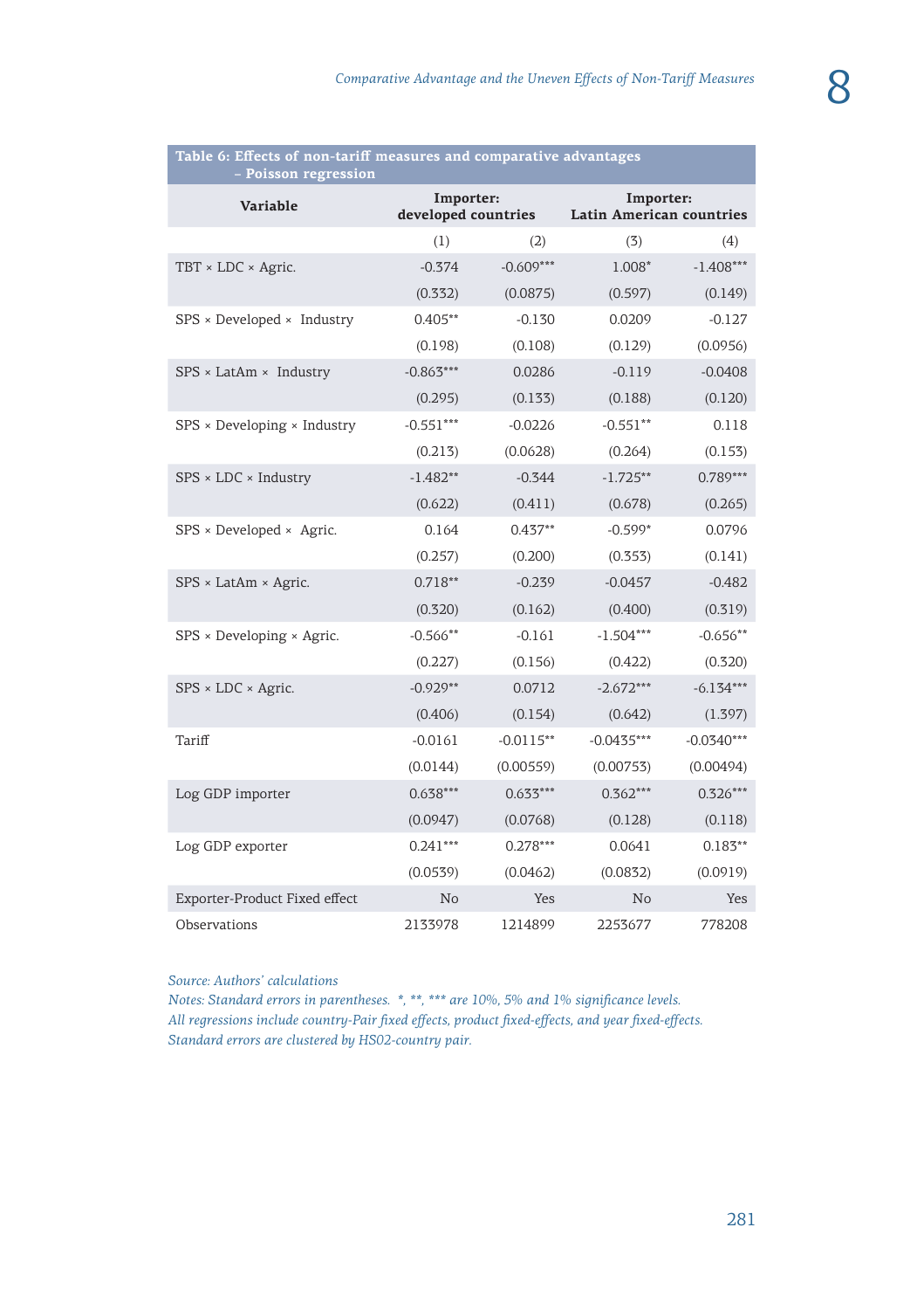**Table 6: Effects of non-tariff measures and comparative advantages – Poisson regression**

| Variable | Importer: developed countries | | Importer: Latin American countries | |
|---|---|---|---|---|
| | (1) | (2) | (3) | (4) |
| TBT × LDC × Agric. | -0.374 | -0.609*** | 1.008* | -1.408*** |
| | (0.332) | (0.0875) | (0.597) | (0.149) |
| SPS × Developed × Industry | 0.405** | -0.130 | 0.0209 | -0.127 |
| | (0.198) | (0.108) | (0.129) | (0.0956) |
| SPS × LatAm × Industry | -0.863*** | 0.0286 | -0.119 | -0.0408 |
| | (0.295) | (0.133) | (0.188) | (0.120) |
| SPS × Developing × Industry | -0.551*** | -0.0226 | -0.551** | 0.118 |
| | (0.213) | (0.0628) | (0.264) | (0.153) |
| SPS × LDC × Industry | -1.482** | -0.344 | -1.725** | 0.789*** |
| | (0.622) | (0.411) | (0.678) | (0.265) |
| SPS × Developed × Agric. | 0.164 | 0.437** | -0.599* | 0.0796 |
| | (0.257) | (0.200) | (0.353) | (0.141) |
| SPS × LatAm × Agric. | 0.718** | -0.239 | -0.0457 | -0.482 |
| | (0.320) | (0.162) | (0.400) | (0.319) |
| SPS × Developing × Agric. | -0.566** | -0.161 | -1.504*** | -0.656** |
| | (0.227) | (0.156) | (0.422) | (0.320) |
| SPS × LDC × Agric. | -0.929** | 0.0712 | -2.672*** | -6.134*** |
| | (0.406) | (0.154) | (0.642) | (1.397) |
| Tariff | -0.0161 | -0.0115** | -0.0435*** | -0.0340*** |
| | (0.0144) | (0.00559) | (0.00753) | (0.00494) |
| Log GDP importer | 0.638*** | 0.633*** | 0.362*** | 0.326*** |
| | (0.0947) | (0.0768) | (0.128) | (0.118) |
| Log GDP exporter | 0.241*** | 0.278*** | 0.0641 | 0.183** |
| | (0.0539) | (0.0462) | (0.0832) | (0.0919) |
| Exporter-Product Fixed effect | No | Yes | No | Yes |
| Observations | 2133978 | 1214899 | 2253677 | 778208 |

*Source: Authors' calculations*
*Notes: Standard errors in parentheses. *, **, *** are 10%, 5% and 1% significance levels.*
*All regressions include country-Pair fixed effects, product fixed-effects, and year fixed-effects.*
*Standard errors are clustered by HS02-country pair.*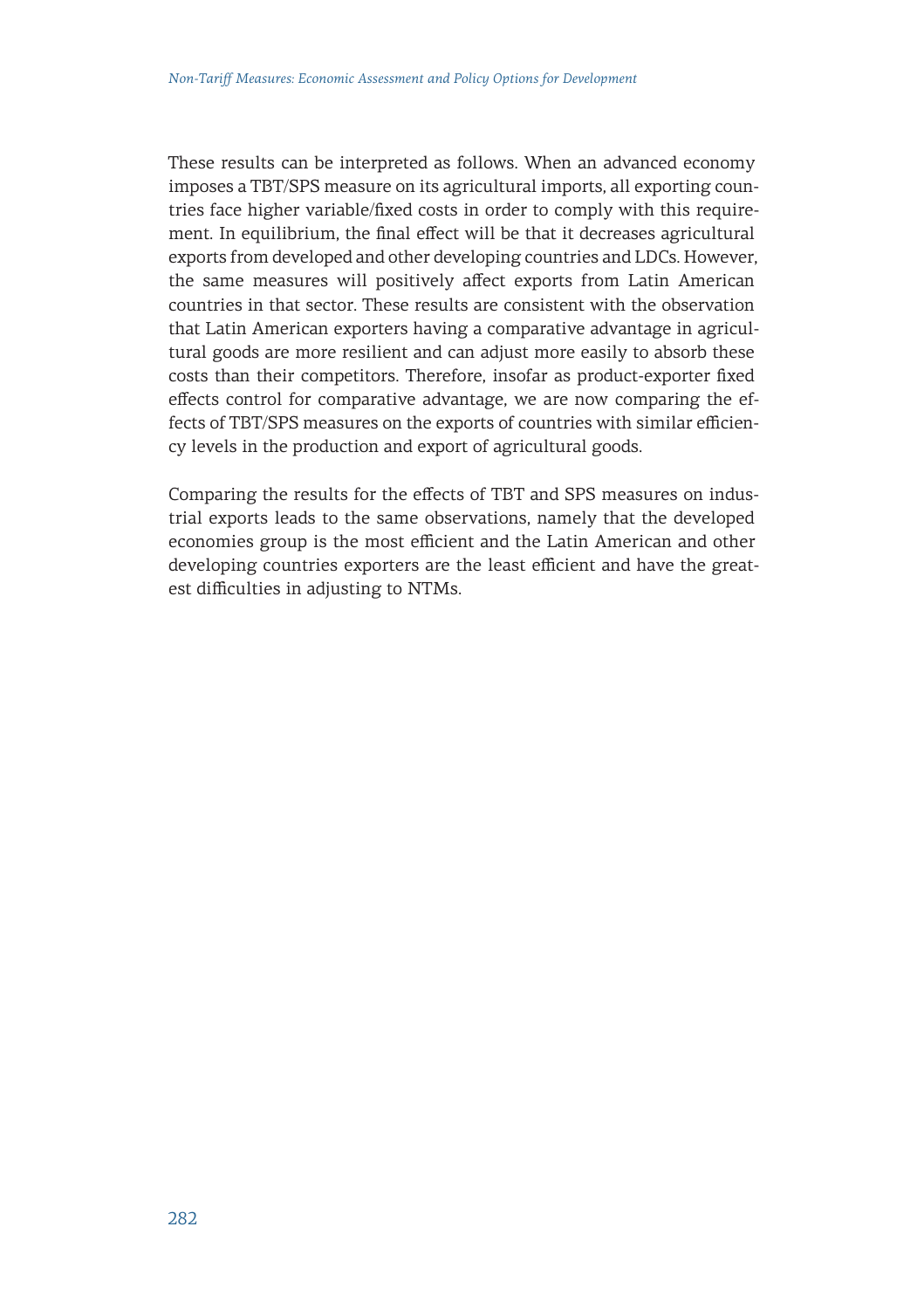These results can be interpreted as follows. When an advanced economy imposes a TBT/SPS measure on its agricultural imports, all exporting countries face higher variable/fixed costs in order to comply with this requirement. In equilibrium, the final effect will be that it decreases agricultural exports from developed and other developing countries and LDCs. However, the same measures will positively affect exports from Latin American countries in that sector. These results are consistent with the observation that Latin American exporters having a comparative advantage in agricultural goods are more resilient and can adjust more easily to absorb these costs than their competitors. Therefore, insofar as product-exporter fixed effects control for comparative advantage, we are now comparing the effects of TBT/SPS measures on the exports of countries with similar efficiency levels in the production and export of agricultural goods.

Comparing the results for the effects of TBT and SPS measures on industrial exports leads to the same observations, namely that the developed economies group is the most efficient and the Latin American and other developing countries exporters are the least efficient and have the greatest difficulties in adjusting to NTMs.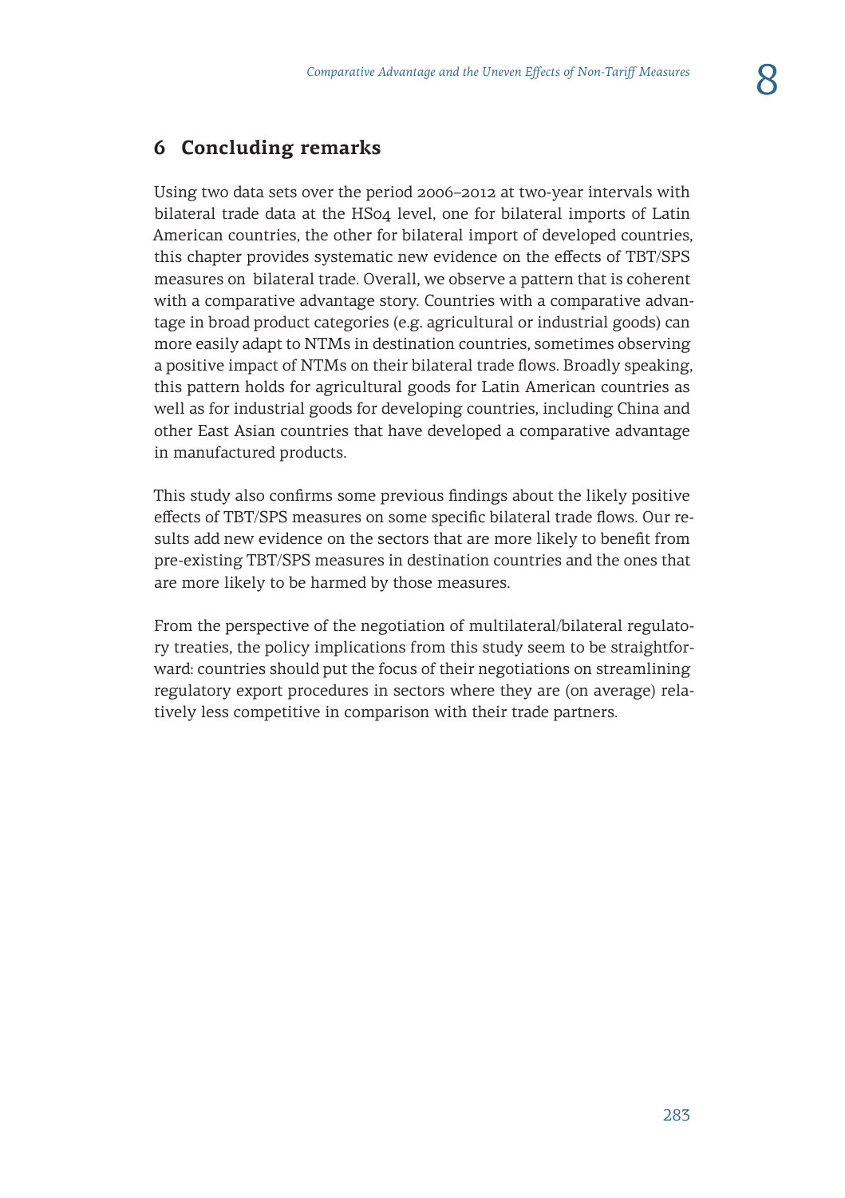## 6 Concluding remarks

Using two data sets over the period 2006–2012 at two-year intervals with bilateral trade data at the HS04 level, one for bilateral imports of Latin American countries, the other for bilateral import of developed countries, this chapter provides systematic new evidence on the effects of TBT/SPS measures on bilateral trade. Overall, we observe a pattern that is coherent with a comparative advantage story. Countries with a comparative advantage in broad product categories (e.g. agricultural or industrial goods) can more easily adapt to NTMs in destination countries, sometimes observing a positive impact of NTMs on their bilateral trade flows. Broadly speaking, this pattern holds for agricultural goods for Latin American countries as well as for industrial goods for developing countries, including China and other East Asian countries that have developed a comparative advantage in manufactured products.

This study also confirms some previous findings about the likely positive effects of TBT/SPS measures on some specific bilateral trade flows. Our results add new evidence on the sectors that are more likely to benefit from pre-existing TBT/SPS measures in destination countries and the ones that are more likely to be harmed by those measures.

From the perspective of the negotiation of multilateral/bilateral regulatory treaties, the policy implications from this study seem to be straightforward: countries should put the focus of their negotiations on streamlining regulatory export procedures in sectors where they are (on average) relatively less competitive in comparison with their trade partners.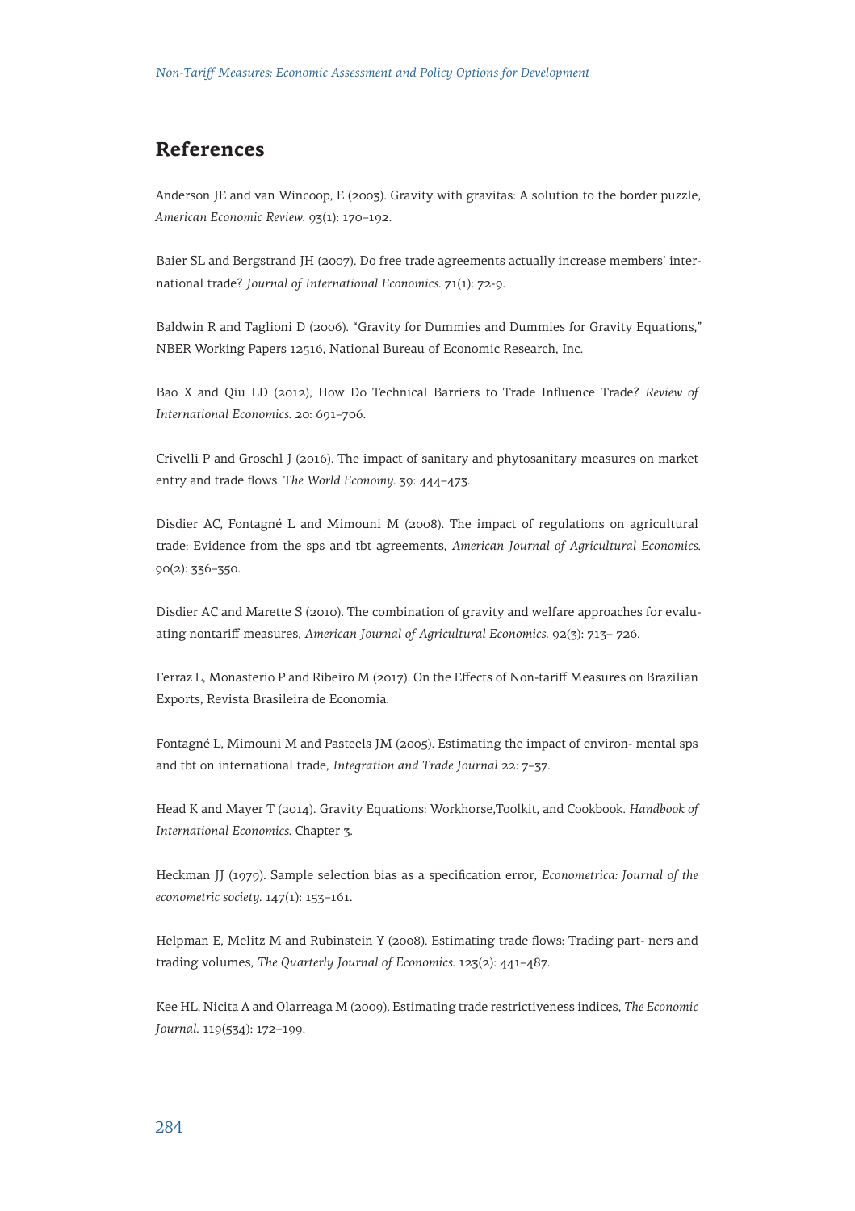## References

Anderson JE and van Wincoop, E (2003). Gravity with gravitas: A solution to the border puzzle, *American Economic Review*. 93(1): 170–192.

Baier SL and Bergstrand JH (2007). Do free trade agreements actually increase members' international trade? *Journal of International Economics*. 71(1): 72-9.

Baldwin R and Taglioni D (2006). "Gravity for Dummies and Dummies for Gravity Equations," NBER Working Papers 12516, National Bureau of Economic Research, Inc.

Bao X and Qiu LD (2012), How Do Technical Barriers to Trade Influence Trade? *Review of International Economics*. 20: 691–706.

Crivelli P and Groschl J (2016). The impact of sanitary and phytosanitary measures on market entry and trade flows. T*he World Economy*. 39: 444–473.

Disdier AC, Fontagné L and Mimouni M (2008). The impact of regulations on agricultural trade: Evidence from the sps and tbt agreements, *American Journal of Agricultural Economics*. 90(2): 336–350.

Disdier AC and Marette S (2010). The combination of gravity and welfare approaches for evaluating nontariff measures, *American Journal of Agricultural Economics*. 92(3): 713– 726.

Ferraz L, Monasterio P and Ribeiro M (2017). On the Effects of Non-tariff Measures on Brazilian Exports, Revista Brasileira de Economia.

Fontagné L, Mimouni M and Pasteels JM (2005). Estimating the impact of environ- mental sps and tbt on international trade, *Integration and Trade Journal* 22: 7–37.

Head K and Mayer T (2014). Gravity Equations: Workhorse,Toolkit, and Cookbook. *Handbook of International Economics*. Chapter 3.

Heckman JJ (1979). Sample selection bias as a specification error, *Econometrica: Journal of the econometric society*. 147(1): 153–161.

Helpman E, Melitz M and Rubinstein Y (2008). Estimating trade flows: Trading part- ners and trading volumes, *The Quarterly Journal of Economics*. 123(2): 441–487.

Kee HL, Nicita A and Olarreaga M (2009). Estimating trade restrictiveness indices, *The Economic Journal*. 119(534): 172–199.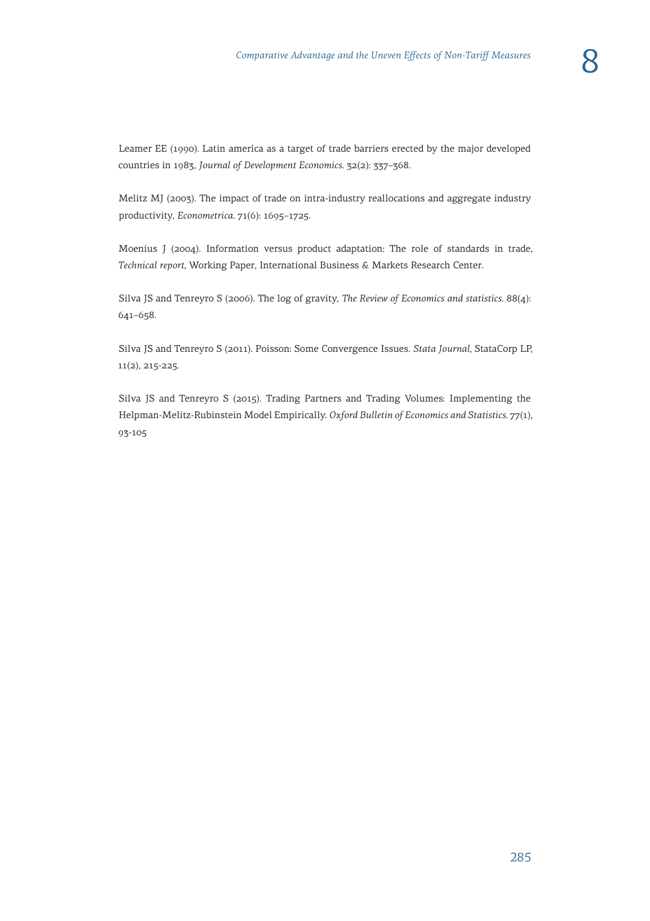Leamer EE (1990). Latin america as a target of trade barriers erected by the major developed countries in 1983, *Journal of Development Economics.* 32(2): 337–368.

Melitz MJ (2003). The impact of trade on intra-industry reallocations and aggregate industry productivity, *Econometrica.* 71(6): 1695–1725.

Moenius J (2004). Information versus product adaptation: The role of standards in trade, *Technical report*, Working Paper, International Business & Markets Research Center.

Silva JS and Tenreyro S (2006). The log of gravity, *The Review of Economics and statistics.* 88(4): 641–658.

Silva JS and Tenreyro S (2011). Poisson: Some Convergence Issues. *Stata Journal*, StataCorp LP, 11(2), 215-225.

Silva JS and Tenreyro S (2015). Trading Partners and Trading Volumes: Implementing the Helpman-Melitz-Rubinstein Model Empirically. *Oxford Bulletin of Economics and Statistics.* 77(1), 93-105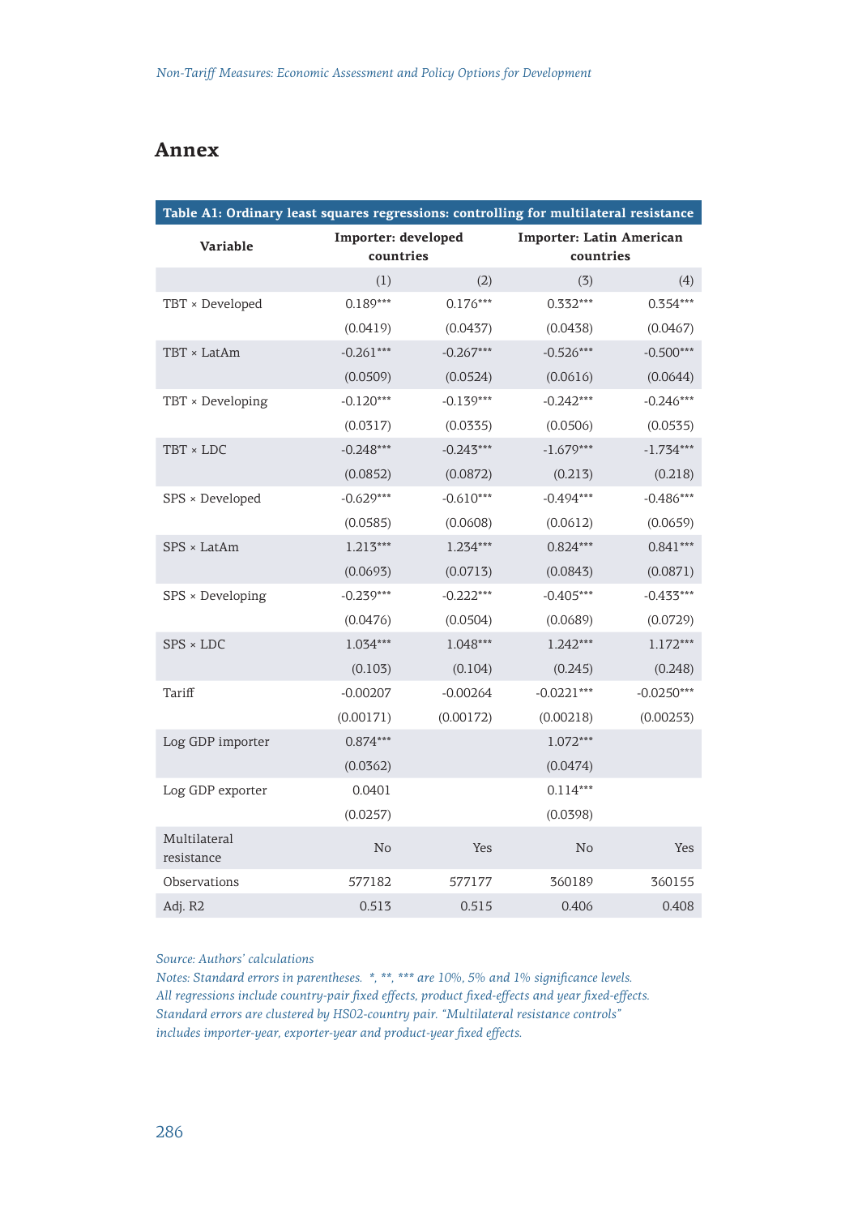## Annex

**Table A1: Ordinary least squares regressions: controlling for multilateral resistance**

| Variable | Importer: developed countries | | Importer: Latin American countries | |
|---|---|---|---|---|
| | (1) | (2) | (3) | (4) |
| TBT × Developed | 0.189*** | 0.176*** | 0.332*** | 0.354*** |
| | (0.0419) | (0.0437) | (0.0438) | (0.0467) |
| TBT × LatAm | -0.261*** | -0.267*** | -0.526*** | -0.500*** |
| | (0.0509) | (0.0524) | (0.0616) | (0.0644) |
| TBT × Developing | -0.120*** | -0.139*** | -0.242*** | -0.246*** |
| | (0.0317) | (0.0335) | (0.0506) | (0.0535) |
| TBT × LDC | -0.248*** | -0.243*** | -1.679*** | -1.734*** |
| | (0.0852) | (0.0872) | (0.213) | (0.218) |
| SPS × Developed | -0.629*** | -0.610*** | -0.494*** | -0.486*** |
| | (0.0585) | (0.0608) | (0.0612) | (0.0659) |
| SPS × LatAm | 1.213*** | 1.234*** | 0.824*** | 0.841*** |
| | (0.0693) | (0.0713) | (0.0843) | (0.0871) |
| SPS × Developing | -0.239*** | -0.222*** | -0.405*** | -0.433*** |
| | (0.0476) | (0.0504) | (0.0689) | (0.0729) |
| SPS × LDC | 1.034*** | 1.048*** | 1.242*** | 1.172*** |
| | (0.103) | (0.104) | (0.245) | (0.248) |
| Tariff | -0.00207 | -0.00264 | -0.0221*** | -0.0250*** |
| | (0.00171) | (0.00172) | (0.00218) | (0.00253) |
| Log GDP importer | 0.874*** | | 1.072*** | |
| | (0.0362) | | (0.0474) | |
| Log GDP exporter | 0.0401 | | 0.114*** | |
| | (0.0257) | | (0.0398) | |
| Multilateral resistance | No | Yes | No | Yes |
| Observations | 577182 | 577177 | 360189 | 360155 |
| Adj. R2 | 0.513 | 0.515 | 0.406 | 0.408 |

*Source: Authors' calculations*
*Notes: Standard errors in parentheses. *, **, *** are 10%, 5% and 1% significance levels. All regressions include country-pair fixed effects, product fixed-effects and year fixed-effects. Standard errors are clustered by HS02-country pair. "Multilateral resistance controls" includes importer-year, exporter-year and product-year fixed effects.*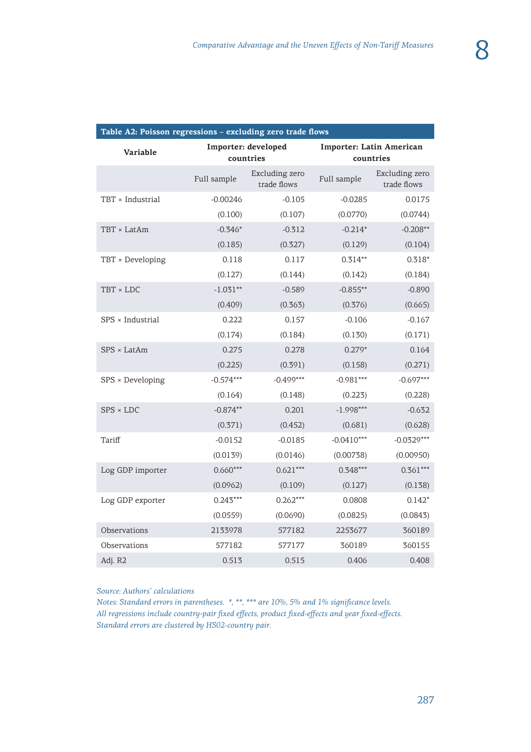**Table A2: Poisson regressions – excluding zero trade flows**

| Variable | Importer: developed countries | | Importer: Latin American countries | |
|---|---|---|---|---|
| | Full sample | Excluding zero trade flows | Full sample | Excluding zero trade flows |
| TBT × Industrial | -0.00246 | -0.105 | -0.0285 | 0.0175 |
| | (0.100) | (0.107) | (0.0770) | (0.0744) |
| TBT × LatAm | -0.346* | -0.312 | -0.214* | -0.208** |
| | (0.185) | (0.327) | (0.129) | (0.104) |
| TBT × Developing | 0.118 | 0.117 | 0.314** | 0.318* |
| | (0.127) | (0.144) | (0.142) | (0.184) |
| TBT × LDC | -1.031** | -0.589 | -0.855** | -0.890 |
| | (0.409) | (0.363) | (0.376) | (0.665) |
| SPS × Industrial | 0.222 | 0.157 | -0.106 | -0.167 |
| | (0.174) | (0.184) | (0.130) | (0.171) |
| SPS × LatAm | 0.275 | 0.278 | 0.279* | 0.164 |
| | (0.225) | (0.391) | (0.158) | (0.271) |
| SPS × Developing | -0.574*** | -0.499*** | -0.981*** | -0.697*** |
| | (0.164) | (0.148) | (0.223) | (0.228) |
| SPS × LDC | -0.874** | 0.201 | -1.998*** | -0.632 |
| | (0.371) | (0.452) | (0.681) | (0.628) |
| Tariff | -0.0152 | -0.0185 | -0.0410*** | -0.0329*** |
| | (0.0139) | (0.0146) | (0.00738) | (0.00950) |
| Log GDP importer | 0.660*** | 0.621*** | 0.348*** | 0.361*** |
| | (0.0962) | (0.109) | (0.127) | (0.138) |
| Log GDP exporter | 0.243*** | 0.262*** | 0.0808 | 0.142* |
| | (0.0559) | (0.0690) | (0.0825) | (0.0843) |
| Observations | 2133978 | 577182 | 2253677 | 360189 |
| Observations | 577182 | 577177 | 360189 | 360155 |
| Adj. R2 | 0.513 | 0.515 | 0.406 | 0.408 |

*Source: Authors' calculations*

*Notes: Standard errors in parentheses. *, **, *** are 10%, 5% and 1% significance levels.*

*All regressions include country-pair fixed effects, product fixed-effects and year fixed-effects.*

*Standard errors are clustered by HS02-country pair.*